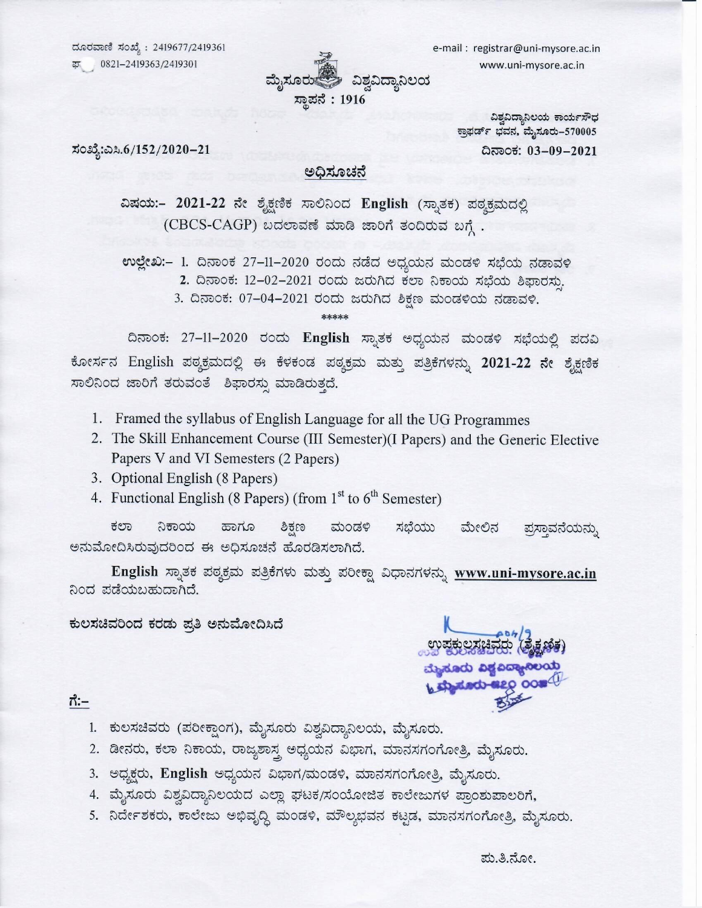ದೂರವಾಣಿ ಸಂಖ್ಯೆ : 2419677/2419361
ಫ್ಯಾ 0821-2419363/2419301

e-mail : registrar@uni-mysore.ac.in
www.uni-mysore.ac.in

# ಮೈಸೂರು ವಿಶ್ವವಿದ್ಯಾನಿಲಯ

ಸ್ಥಾಪನೆ : 1916

ವಿಶ್ವವಿದ್ಯಾನಿಲಯ ಕಾರ್ಯಸೌಧ
ಕ್ರಾಫರ್ಡ್ ಭವನ, ಮೈಸೂರು-570005

ಸಂಖ್ಯೆ:ಎಸಿ.6/152/2020-21

ದಿನಾಂಕ: 03-09-2021

## ಅಧಿಸೂಚನೆ

**ವಿಷಯ:- 2021-22 ನೇ ಶೈಕ್ಷಣಿಕ ಸಾಲಿನಿಂದ English (ಸ್ನಾತಕ) ಪತ್ಯಕ್ರಮದಲ್ಲಿ (CBCS-CAGP) ಬದಲಾವಣೆ ಮಾಡಿ ಜಾರಿಗೆ ತಂದಿರುವ ಬಗ್ಗೆ .**

ಉಲ್ಲೇಖ:- 1. ದಿನಾಂಕ 27-11-2020 ರಂದು ನಡೆದ ಅಧ್ಯಯನ ಮಂಡಳಿ ಸಭೆಯ ನಡಾವಳಿ
2. ದಿನಾಂಕ: 12-02-2021 ರಂದು ಜರುಗಿದ ಕಲಾ ನಿಕಾಯ ಸಭೆಯ ಶಿಫಾರಸ್ಸು.
3. ದಿನಾಂಕ: 07-04-2021 ರಂದು ಜರುಗಿದ ಶಿಕ್ಷಣ ಮಂಡಳಿಯ ನಡಾವಳಿ.

*****

ದಿನಾಂಕ: 27-11-2020 ರಂದು **English** ಸ್ನಾತಕ ಅಧ್ಯಯನ ಮಂಡಳಿ ಸಭೆಯಲ್ಲಿ ಪದವಿ ಕೋರ್ಸ್‌ನ English ಪಠ್ಯಕ್ರಮದಲ್ಲಿ ಈ ಕೆಳಕಂಡ ಪಠ್ಯಕ್ರಮ ಮತ್ತು ಪತ್ರಿಕೆಗಳನ್ನು **2021-22** ನೇ ಶೈಕ್ಷಣಿಕ ಸಾಲಿನಿಂದ ಜಾರಿಗೆ ತರುವಂತೆ ಶಿಫಾರಸ್ಸು ಮಾಡಿರುತ್ತದೆ.

1. Framed the syllabus of English Language for all the UG Programmes
2. The Skill Enhancement Course (III Semester)(I Papers) and the Generic Elective Papers V and VI Semesters (2 Papers)
3. Optional English (8 Papers)
4. Functional English (8 Papers) (from 1st to 6th Semester)

ಕಲಾ ನಿಕಾಯ ಹಾಗೂ ಶಿಕ್ಷಣ ಮಂಡಳಿ ಸಭೆಯು ಮೇಲಿನ ಪ್ರಸ್ತಾವನೆಯನ್ನು ಅನುಮೋದಿಸಿರುವುದರಿಂದ ಈ ಅಧಿಸೂಚನೆ ಹೊರಡಿಸಲಾಗಿದೆ.

**English** ಸ್ನಾತಕ ಪಠ್ಯಕ್ರಮ ಪತ್ರಿಕೆಗಳು ಮತ್ತು ಪರೀಕ್ಷಾ ವಿಧಾನಗಳನ್ನು **www.uni-mysore.ac.in** ನಿಂದ ಪಡೆಯಬಹುದಾಗಿದೆ.

**ಕುಲಸಚಿವರಿಂದ ಕರಡು ಪ್ರತಿ ಅನುಮೋದಿಸಿದೆ**

ಉಪಕುಲಸಚಿವರು (ಶೈಕ್ಷಣಿಕ)
ಮೈಸೂರು ವಿಶ್ವವಿದ್ಯಾನಿಲಯ
ಮೈಸೂರು-570 005

**ಗೆ:-**

1. ಕುಲಸಚಿವರು (ಪರೀಕ್ಷಾಂಗ), ಮೈಸೂರು ವಿಶ್ವವಿದ್ಯಾನಿಲಯ, ಮೈಸೂರು.
2. ಡೀನರು, ಕಲಾ ನಿಕಾಯ, ರಾಜ್ಯಶಾಸ್ತ್ರ ಅಧ್ಯಯನ ವಿಭಾಗ, ಮಾನಸಗಂಗೋತ್ರಿ, ಮೈಸೂರು.
3. ಅಧ್ಯಕ್ಷರು, **English** ಅಧ್ಯಯನ ವಿಭಾಗ/ಮಂಡಳಿ, ಮಾನಸಗಂಗೋತ್ರಿ, ಮೈಸೂರು.
4. ಮೈಸೂರು ವಿಶ್ವವಿದ್ಯಾನಿಲಯದ ಎಲ್ಲಾ ಘಟಕ/ಸಂಯೋಜಿತ ಕಾಲೇಜುಗಳ ಪ್ರಾಂಶುಪಾಲರಿಗೆ,
5. ನಿರ್ದೇಶಕರು, ಕಾಲೇಜು ಅಭಿವೃದ್ಧಿ ಮಂಡಳಿ, ಮೌಲ್ಯಭವನ ಕಟ್ಟಡ, ಮಾನಸಗಂಗೋತ್ರಿ, ಮೈಸೂರು.

ಪು.ತಿ.ನೋ.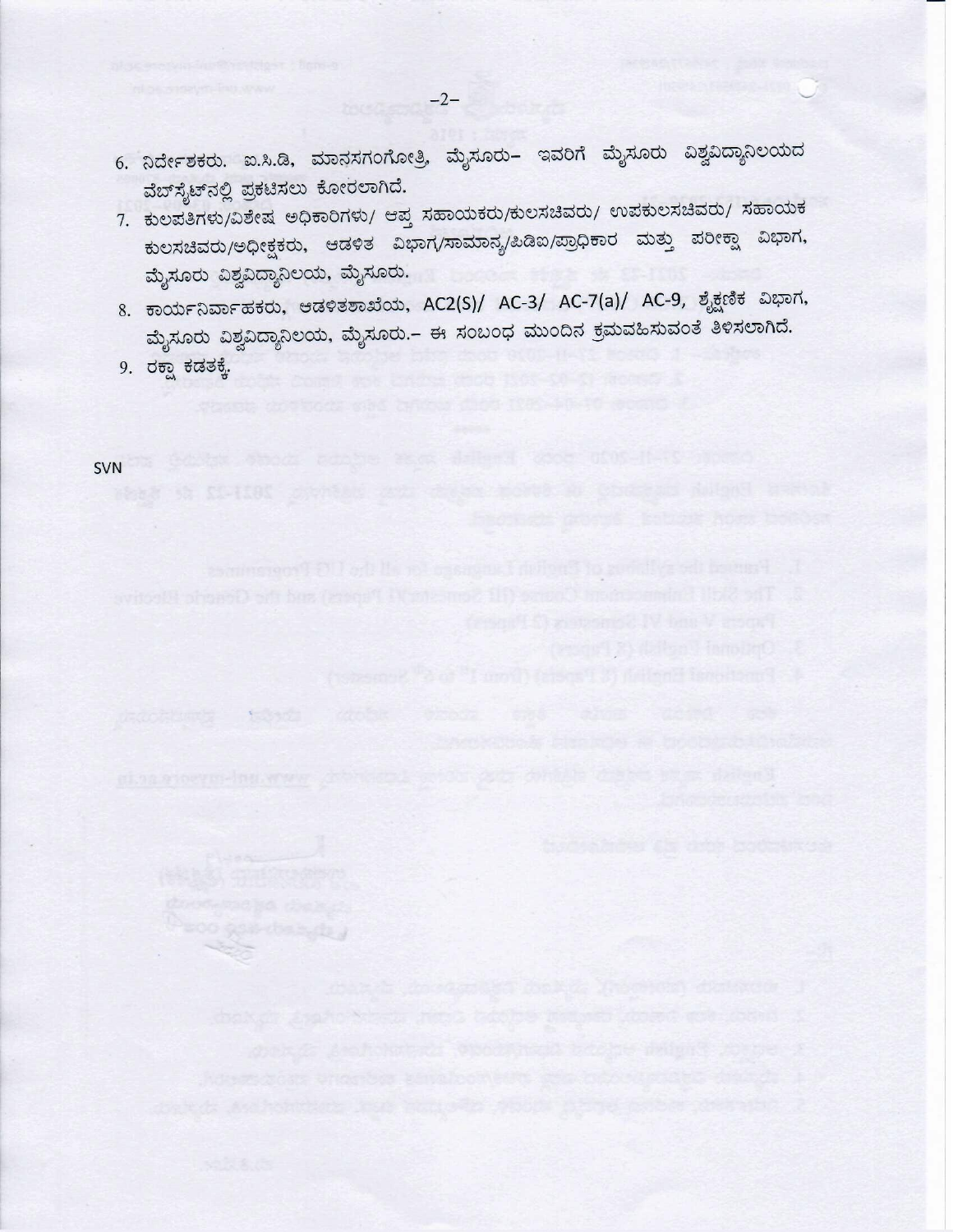6. ನಿರ್ದೇಶಕರು. ಐ.ಸಿ.ಡಿ, ಮಾನಸಗಂಗೋತ್ರಿ, ಮೈಸೂರು– ಇವರಿಗೆ ಮೈಸೂರು ವಿಶ್ವವಿದ್ಯಾನಿಲಯದ ವೆಬ್‌ಸೈಟ್‌ನಲ್ಲಿ ಪ್ರಕಟಿಸಲು ಕೋರಲಾಗಿದೆ.
7. ಕುಲಪತಿಗಳು/ವಿಶೇಷ ಅಧಿಕಾರಿಗಳು/ ಆಪ್ತ ಸಹಾಯಕರು/ಕುಲಸಚಿವರು/ ಉಪಕುಲಸಚಿವರು/ ಸಹಾಯಕ ಕುಲಸಚಿವರು/ಅಧೀಕ್ಷಕರು, ಆಡಳಿತ ವಿಭಾಗ/ಸಾಮಾನ್ಯ/ಪಿಡಿಐ/ಪ್ರಾಧಿಕಾರ ಮತ್ತು ಪರೀಕ್ಷಾ ವಿಭಾಗ, ಮೈಸೂರು ವಿಶ್ವವಿದ್ಯಾನಿಲಯ, ಮೈಸೂರು.
8. ಕಾರ್ಯನಿರ್ವಾಹಕರು, ಆಡಳಿತಶಾಖೆಯ, AC2(S)/ AC-3/ AC-7(a)/ AC-9, ಶೈಕ್ಷಣಿಕ ವಿಭಾಗ, ಮೈಸೂರು ವಿಶ್ವವಿದ್ಯಾನಿಲಯ, ಮೈಸೂರು.– ಈ ಸಂಬಂಧ ಮುಂದಿನ ಕ್ರಮವಹಿಸುವಂತೆ ತಿಳಿಸಲಾಗಿದೆ.
9. ರಕ್ಷಾ ಕಡತಕ್ಕೆ.

SVN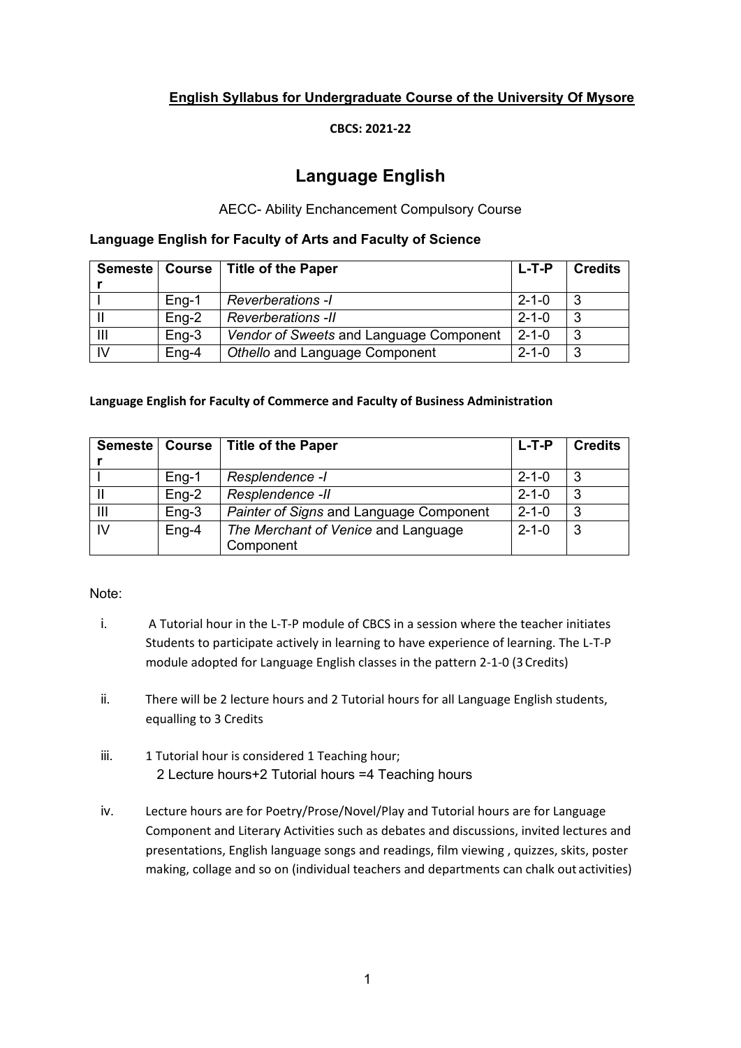**English Syllabus for Undergraduate Course of the University Of Mysore**

**CBCS: 2021-22**

# Language English

AECC- Ability Enchancement Compulsory Course

### Language English for Faculty of Arts and Faculty of Science

| Semester | Course | Title of the Paper | L-T-P | Credits |
|---|---|---|---|---|
| I | Eng-1 | *Reverberations -I* | 2-1-0 | 3 |
| II | Eng-2 | *Reverberations -II* | 2-1-0 | 3 |
| III | Eng-3 | *Vendor of Sweets* and Language Component | 2-1-0 | 3 |
| IV | Eng-4 | *Othello* and Language Component | 2-1-0 | 3 |

**Language English for Faculty of Commerce and Faculty of Business Administration**

| Semester | Course | Title of the Paper | L-T-P | Credits |
|---|---|---|---|---|
| I | Eng-1 | *Resplendence -I* | 2-1-0 | 3 |
| II | Eng-2 | *Resplendence -II* | 2-1-0 | 3 |
| III | Eng-3 | *Painter of Signs* and Language Component | 2-1-0 | 3 |
| IV | Eng-4 | *The Merchant of Venice* and Language Component | 2-1-0 | 3 |

Note:

i. A Tutorial hour in the L-T-P module of CBCS in a session where the teacher initiates Students to participate actively in learning to have experience of learning. The L-T-P module adopted for Language English classes in the pattern 2-1-0 (3 Credits)

ii. There will be 2 lecture hours and 2 Tutorial hours for all Language English students, equalling to 3 Credits

iii. 1 Tutorial hour is considered 1 Teaching hour;
2 Lecture hours+2 Tutorial hours =4 Teaching hours

iv. Lecture hours are for Poetry/Prose/Novel/Play and Tutorial hours are for Language Component and Literary Activities such as debates and discussions, invited lectures and presentations, English language songs and readings, film viewing , quizzes, skits, poster making, collage and so on (individual teachers and departments can chalk out activities)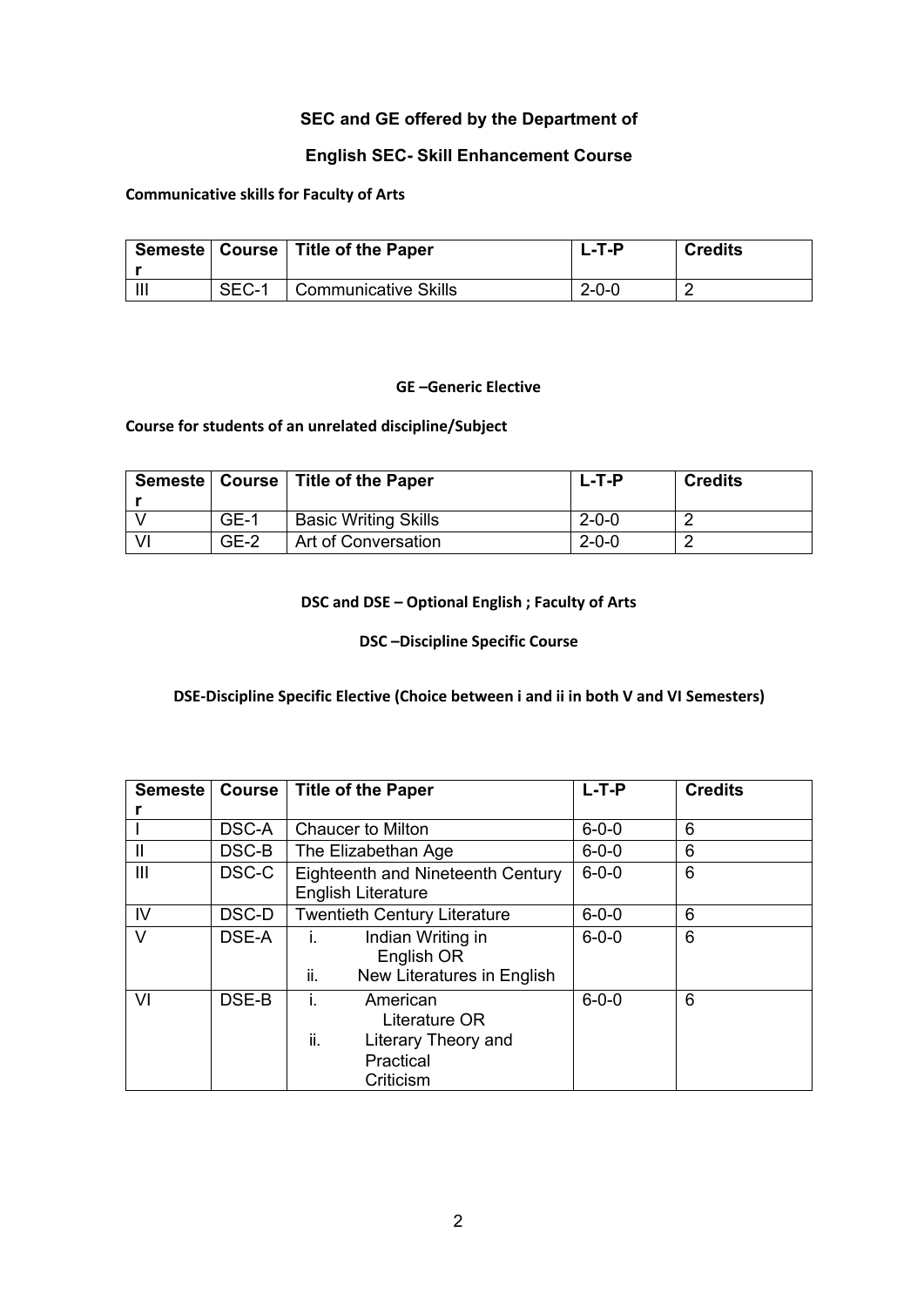## SEC and GE offered by the Department of

## English SEC- Skill Enhancement Course

**Communicative skills for Faculty of Arts**

| Semester | Course | Title of the Paper | L-T-P | Credits |
|---|---|---|---|---|
| III | SEC-1 | Communicative Skills | 2-0-0 | 2 |

**GE –Generic Elective**

**Course for students of an unrelated discipline/Subject**

| Semester | Course | Title of the Paper | L-T-P | Credits |
|---|---|---|---|---|
| V | GE-1 | Basic Writing Skills | 2-0-0 | 2 |
| VI | GE-2 | Art of Conversation | 2-0-0 | 2 |

**DSC and DSE – Optional English ; Faculty of Arts**

**DSC –Discipline Specific Course**

**DSE-Discipline Specific Elective (Choice between i and ii in both V and VI Semesters)**

| Semester | Course | Title of the Paper | L-T-P | Credits |
|---|---|---|---|---|
| I | DSC-A | Chaucer to Milton | 6-0-0 | 6 |
| II | DSC-B | The Elizabethan Age | 6-0-0 | 6 |
| III | DSC-C | Eighteenth and Nineteenth Century English Literature | 6-0-0 | 6 |
| IV | DSC-D | Twentieth Century Literature | 6-0-0 | 6 |
| V | DSE-A | i. Indian Writing in English OR<br>ii. New Literatures in English | 6-0-0 | 6 |
| VI | DSE-B | i. American Literature OR<br>ii. Literary Theory and Practical Criticism | 6-0-0 | 6 |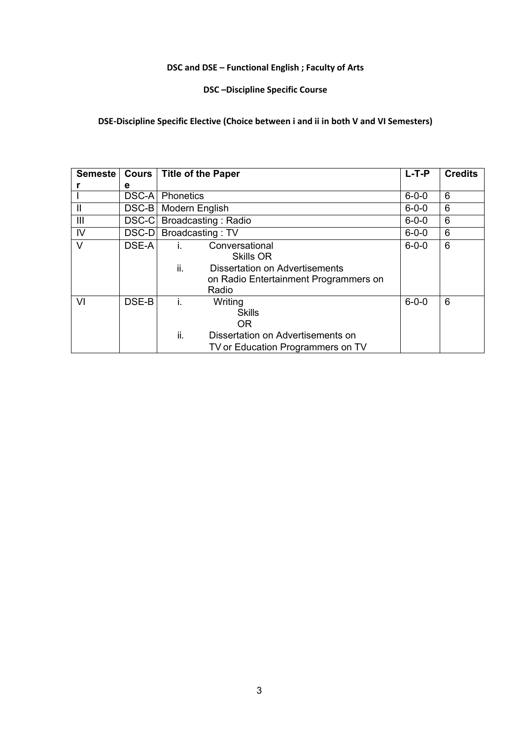**DSC and DSE – Functional English ; Faculty of Arts**

**DSC –Discipline Specific Course**

**DSE-Discipline Specific Elective (Choice between i and ii in both V and VI Semesters)**

| Semester | Course | Title of the Paper | L-T-P | Credits |
|---|---|---|---|---|
| I | DSC-A | Phonetics | 6-0-0 | 6 |
| II | DSC-B | Modern English | 6-0-0 | 6 |
| III | DSC-C | Broadcasting : Radio | 6-0-0 | 6 |
| IV | DSC-D | Broadcasting : TV | 6-0-0 | 6 |
| V | DSE-A | i. Conversational Skills OR<br>ii. Dissertation on Advertisements on Radio Entertainment Programmers on Radio | 6-0-0 | 6 |
| VI | DSE-B | i. Writing Skills OR<br>ii. Dissertation on Advertisements on TV or Education Programmers on TV | 6-0-0 | 6 |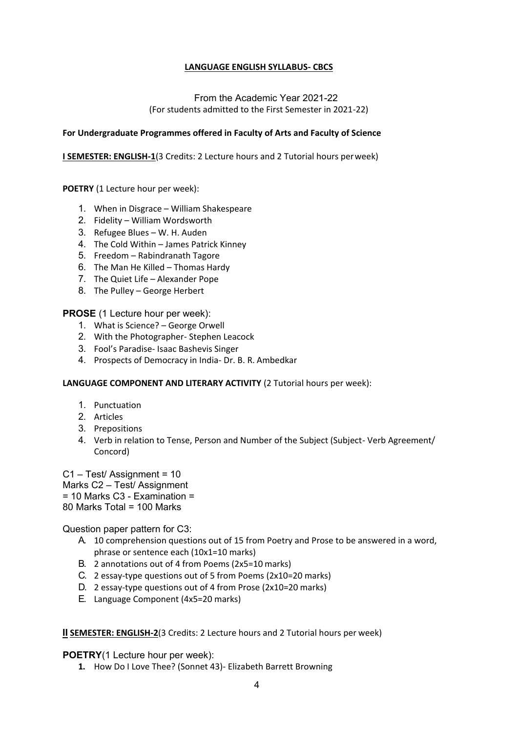# LANGUAGE ENGLISH SYLLABUS- CBCS

From the Academic Year 2021-22
(For students admitted to the First Semester in 2021-22)

**For Undergraduate Programmes offered in Faculty of Arts and Faculty of Science**

**I SEMESTER: ENGLISH-1**(3 Credits: 2 Lecture hours and 2 Tutorial hours per week)

**POETRY** (1 Lecture hour per week):

1. When in Disgrace – William Shakespeare
2. Fidelity – William Wordsworth
3. Refugee Blues – W. H. Auden
4. The Cold Within – James Patrick Kinney
5. Freedom – Rabindranath Tagore
6. The Man He Killed – Thomas Hardy
7. The Quiet Life – Alexander Pope
8. The Pulley – George Herbert

**PROSE** (1 Lecture hour per week):

1. What is Science? – George Orwell
2. With the Photographer- Stephen Leacock
3. Fool's Paradise- Isaac Bashevis Singer
4. Prospects of Democracy in India- Dr. B. R. Ambedkar

**LANGUAGE COMPONENT AND LITERARY ACTIVITY** (2 Tutorial hours per week):

1. Punctuation
2. Articles
3. Prepositions
4. Verb in relation to Tense, Person and Number of the Subject (Subject- Verb Agreement/ Concord)

C1 – Test/ Assignment = 10 Marks
C2 – Test/ Assignment = 10 Marks
C3 - Examination = 80 Marks
Total = 100 Marks

Question paper pattern for C3:

A. 10 comprehension questions out of 15 from Poetry and Prose to be answered in a word, phrase or sentence each (10x1=10 marks)
B. 2 annotations out of 4 from Poems (2x5=10 marks)
C. 2 essay-type questions out of 5 from Poems (2x10=20 marks)
D. 2 essay-type questions out of 4 from Prose (2x10=20 marks)
E. Language Component (4x5=20 marks)

**II SEMESTER: ENGLISH-2**(3 Credits: 2 Lecture hours and 2 Tutorial hours per week)

**POETRY**(1 Lecture hour per week):

1. How Do I Love Thee? (Sonnet 43)- Elizabeth Barrett Browning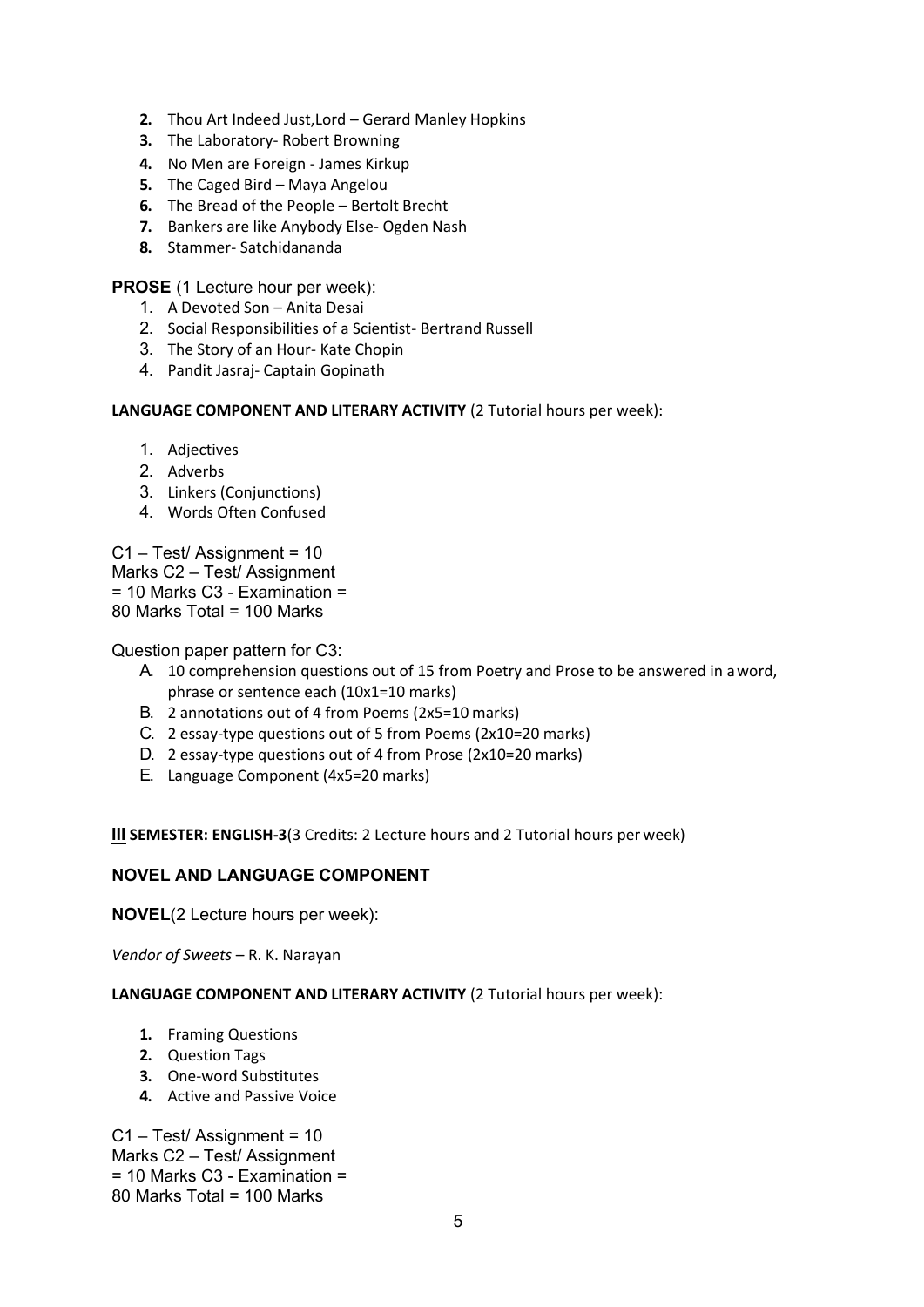2. Thou Art Indeed Just,Lord – Gerard Manley Hopkins
3. The Laboratory- Robert Browning
4. No Men are Foreign - James Kirkup
5. The Caged Bird – Maya Angelou
6. The Bread of the People – Bertolt Brecht
7. Bankers are like Anybody Else- Ogden Nash
8. Stammer- Satchidananda

**PROSE** (1 Lecture hour per week):

1. A Devoted Son – Anita Desai
2. Social Responsibilities of a Scientist- Bertrand Russell
3. The Story of an Hour- Kate Chopin
4. Pandit Jasraj- Captain Gopinath

**LANGUAGE COMPONENT AND LITERARY ACTIVITY** (2 Tutorial hours per week):

1. Adjectives
2. Adverbs
3. Linkers (Conjunctions)
4. Words Often Confused

C1 – Test/ Assignment = 10 Marks C2 – Test/ Assignment = 10 Marks C3 - Examination = 80 Marks Total = 100 Marks

Question paper pattern for C3:

A. 10 comprehension questions out of 15 from Poetry and Prose to be answered in a word, phrase or sentence each (10x1=10 marks)
B. 2 annotations out of 4 from Poems (2x5=10 marks)
C. 2 essay-type questions out of 5 from Poems (2x10=20 marks)
D. 2 essay-type questions out of 4 from Prose (2x10=20 marks)
E. Language Component (4x5=20 marks)

**III SEMESTER: ENGLISH-3**(3 Credits: 2 Lecture hours and 2 Tutorial hours per week)

## NOVEL AND LANGUAGE COMPONENT

**NOVEL**(2 Lecture hours per week):

*Vendor of Sweets* – R. K. Narayan

**LANGUAGE COMPONENT AND LITERARY ACTIVITY** (2 Tutorial hours per week):

1. Framing Questions
2. Question Tags
3. One-word Substitutes
4. Active and Passive Voice

C1 – Test/ Assignment = 10 Marks C2 – Test/ Assignment = 10 Marks C3 - Examination = 80 Marks Total = 100 Marks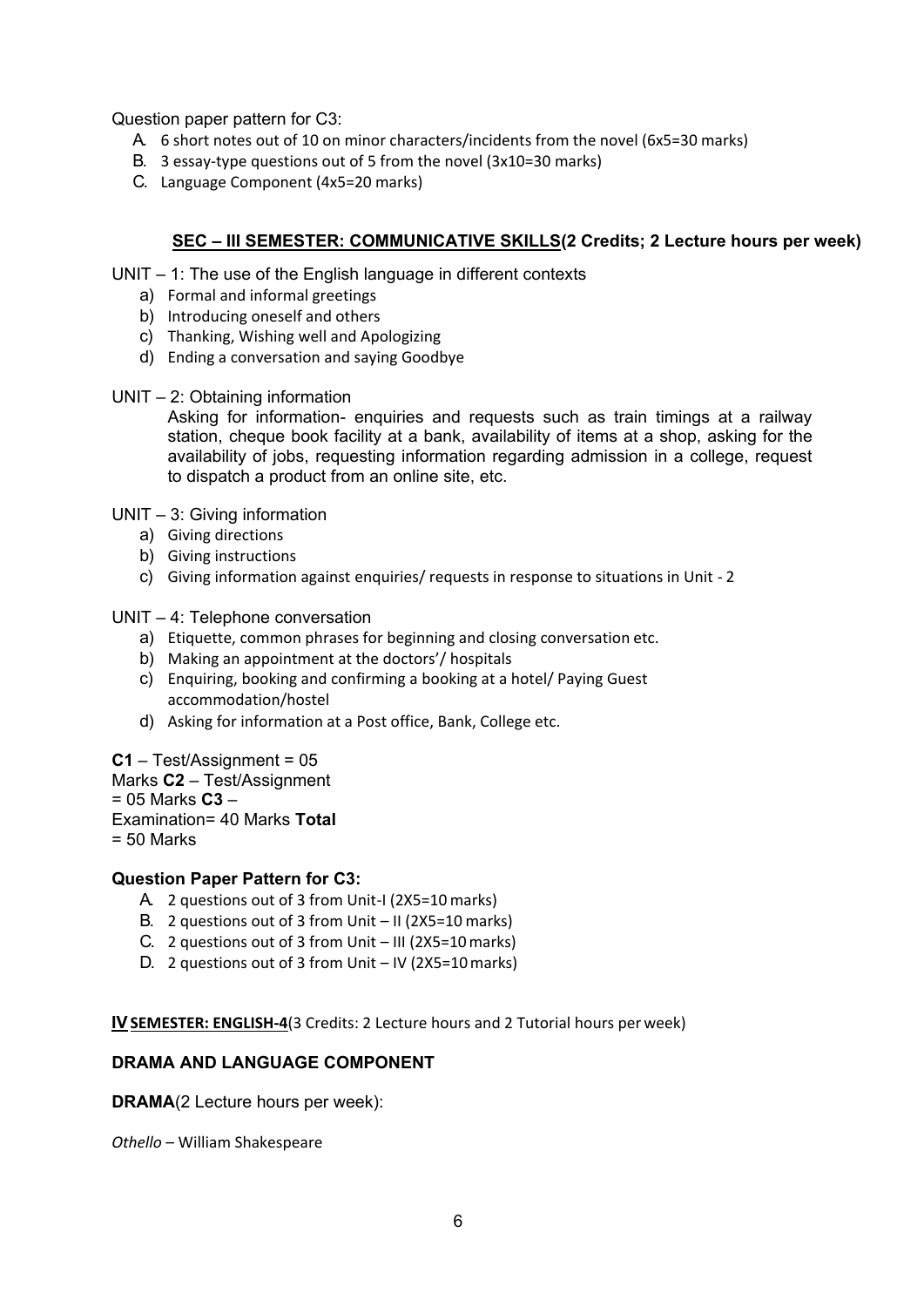Question paper pattern for C3:

A. 6 short notes out of 10 on minor characters/incidents from the novel (6x5=30 marks)
B. 3 essay-type questions out of 5 from the novel (3x10=30 marks)
C. Language Component (4x5=20 marks)

### SEC – III SEMESTER: COMMUNICATIVE SKILLS(2 Credits; 2 Lecture hours per week)

UNIT – 1: The use of the English language in different contexts

a) Formal and informal greetings
b) Introducing oneself and others
c) Thanking, Wishing well and Apologizing
d) Ending a conversation and saying Goodbye

UNIT – 2: Obtaining information

Asking for information- enquiries and requests such as train timings at a railway station, cheque book facility at a bank, availability of items at a shop, asking for the availability of jobs, requesting information regarding admission in a college, request to dispatch a product from an online site, etc.

UNIT – 3: Giving information

a) Giving directions
b) Giving instructions
c) Giving information against enquiries/ requests in response to situations in Unit - 2

UNIT – 4: Telephone conversation

a) Etiquette, common phrases for beginning and closing conversation etc.
b) Making an appointment at the doctors'/ hospitals
c) Enquiring, booking and confirming a booking at a hotel/ Paying Guest accommodation/hostel
d) Asking for information at a Post office, Bank, College etc.

**C1** – Test/Assignment = 05 Marks **C2** – Test/Assignment = 05 Marks **C3** – Examination= 40 Marks **Total** = 50 Marks

**Question Paper Pattern for C3:**

A. 2 questions out of 3 from Unit-I (2X5=10 marks)
B. 2 questions out of 3 from Unit – II (2X5=10 marks)
C. 2 questions out of 3 from Unit – III (2X5=10 marks)
D. 2 questions out of 3 from Unit – IV (2X5=10 marks)

**IV SEMESTER: ENGLISH-4**(3 Credits: 2 Lecture hours and 2 Tutorial hours per week)

### DRAMA AND LANGUAGE COMPONENT

**DRAMA**(2 Lecture hours per week):

*Othello* – William Shakespeare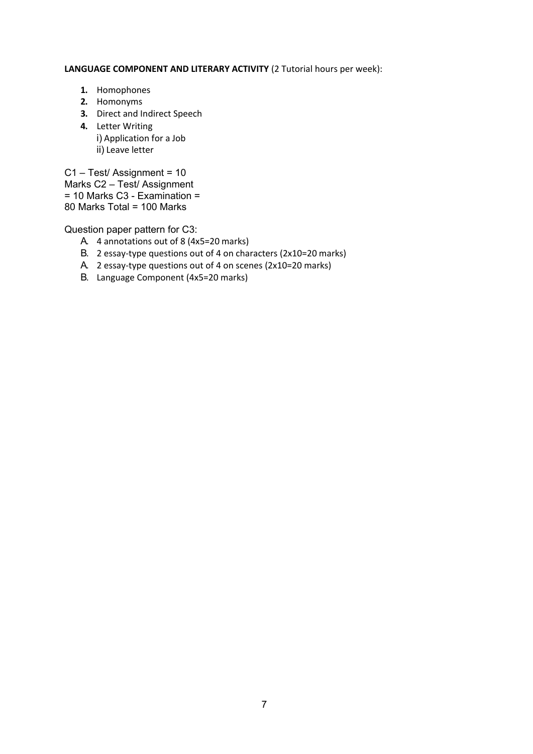**LANGUAGE COMPONENT AND LITERARY ACTIVITY** (2 Tutorial hours per week):

1. Homophones
2. Homonyms
3. Direct and Indirect Speech
4. Letter Writing
   i) Application for a Job
   ii) Leave letter

C1 – Test/ Assignment = 10
Marks C2 – Test/ Assignment
= 10 Marks C3 - Examination =
80 Marks Total = 100 Marks

Question paper pattern for C3:

A. 4 annotations out of 8 (4x5=20 marks)
B. 2 essay-type questions out of 4 on characters (2x10=20 marks)
A. 2 essay-type questions out of 4 on scenes (2x10=20 marks)
B. Language Component (4x5=20 marks)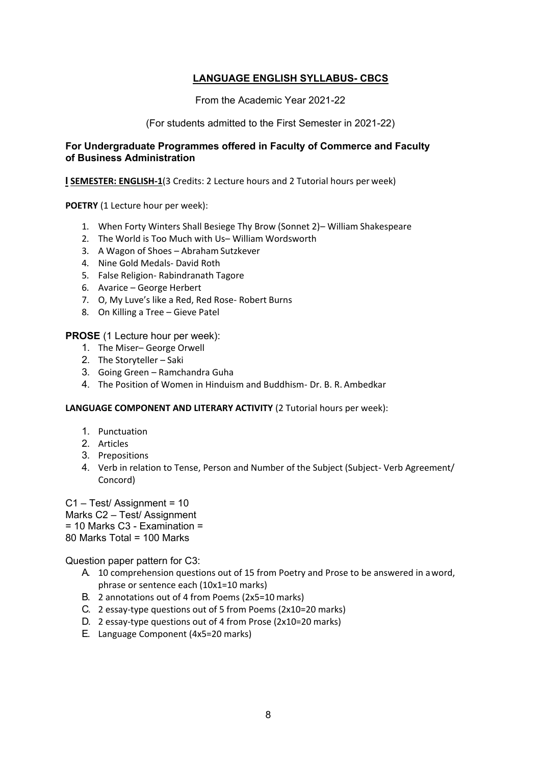## LANGUAGE ENGLISH SYLLABUS- CBCS

From the Academic Year 2021-22

(For students admitted to the First Semester in 2021-22)

### For Undergraduate Programmes offered in Faculty of Commerce and Faculty of Business Administration

**I SEMESTER: ENGLISH-1**(3 Credits: 2 Lecture hours and 2 Tutorial hours per week)

**POETRY** (1 Lecture hour per week):

1. When Forty Winters Shall Besiege Thy Brow (Sonnet 2)– William Shakespeare
2. The World is Too Much with Us– William Wordsworth
3. A Wagon of Shoes – Abraham Sutzkever
4. Nine Gold Medals- David Roth
5. False Religion- Rabindranath Tagore
6. Avarice – George Herbert
7. O, My Luve's like a Red, Red Rose- Robert Burns
8. On Killing a Tree – Gieve Patel

**PROSE** (1 Lecture hour per week):

1. The Miser– George Orwell
2. The Storyteller – Saki
3. Going Green – Ramchandra Guha
4. The Position of Women in Hinduism and Buddhism- Dr. B. R. Ambedkar

**LANGUAGE COMPONENT AND LITERARY ACTIVITY** (2 Tutorial hours per week):

1. Punctuation
2. Articles
3. Prepositions
4. Verb in relation to Tense, Person and Number of the Subject (Subject- Verb Agreement/ Concord)

C1 – Test/ Assignment = 10 Marks
C2 – Test/ Assignment = 10 Marks
C3 - Examination = 80 Marks
Total = 100 Marks

Question paper pattern for C3:

A. 10 comprehension questions out of 15 from Poetry and Prose to be answered in a word, phrase or sentence each (10x1=10 marks)
B. 2 annotations out of 4 from Poems (2x5=10 marks)
C. 2 essay-type questions out of 5 from Poems (2x10=20 marks)
D. 2 essay-type questions out of 4 from Prose (2x10=20 marks)
E. Language Component (4x5=20 marks)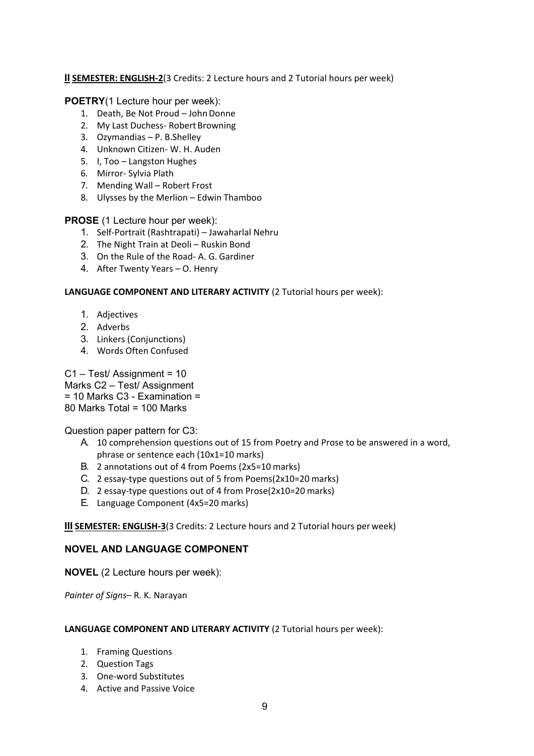**II SEMESTER: ENGLISH-2**(3 Credits: 2 Lecture hours and 2 Tutorial hours per week)

**POETRY**(1 Lecture hour per week):

1. Death, Be Not Proud – John Donne
2. My Last Duchess- Robert Browning
3. Ozymandias – P. B.Shelley
4. Unknown Citizen- W. H. Auden
5. I, Too – Langston Hughes
6. Mirror- Sylvia Plath
7. Mending Wall – Robert Frost
8. Ulysses by the Merlion – Edwin Thamboo

**PROSE** (1 Lecture hour per week):

1. Self-Portrait (Rashtrapati) – Jawaharlal Nehru
2. The Night Train at Deoli – Ruskin Bond
3. On the Rule of the Road- A. G. Gardiner
4. After Twenty Years – O. Henry

**LANGUAGE COMPONENT AND LITERARY ACTIVITY** (2 Tutorial hours per week):

1. Adjectives
2. Adverbs
3. Linkers (Conjunctions)
4. Words Often Confused

C1 – Test/ Assignment = 10 Marks C2 – Test/ Assignment = 10 Marks C3 - Examination = 80 Marks Total = 100 Marks

Question paper pattern for C3:

A. 10 comprehension questions out of 15 from Poetry and Prose to be answered in a word, phrase or sentence each (10x1=10 marks)
B. 2 annotations out of 4 from Poems (2x5=10 marks)
C. 2 essay-type questions out of 5 from Poems(2x10=20 marks)
D. 2 essay-type questions out of 4 from Prose(2x10=20 marks)
E. Language Component (4x5=20 marks)

**III SEMESTER: ENGLISH-3**(3 Credits: 2 Lecture hours and 2 Tutorial hours per week)

**NOVEL AND LANGUAGE COMPONENT**

**NOVEL** (2 Lecture hours per week):

*Painter of Signs*– R. K. Narayan

**LANGUAGE COMPONENT AND LITERARY ACTIVITY** (2 Tutorial hours per week):

1. Framing Questions
2. Question Tags
3. One-word Substitutes
4. Active and Passive Voice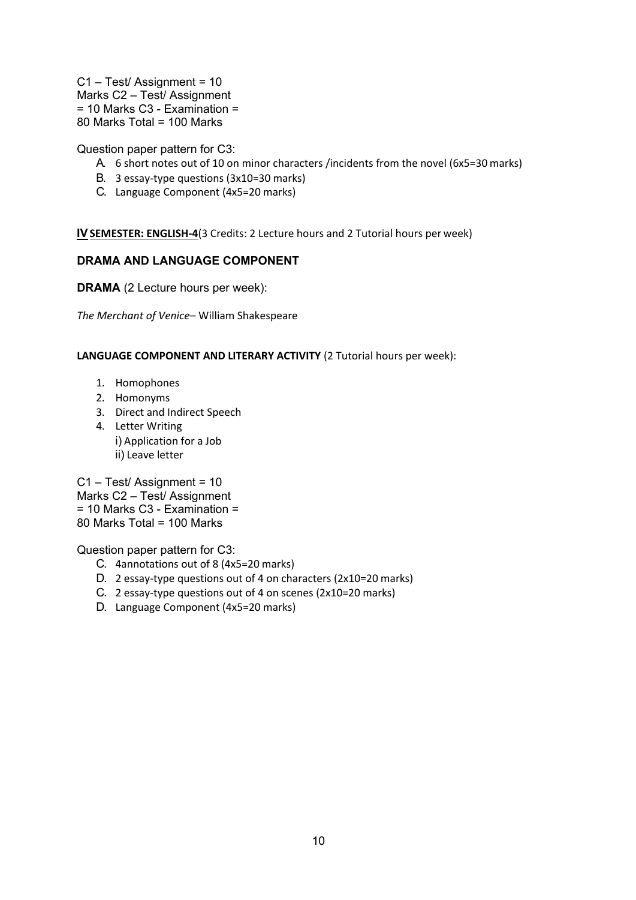C1 – Test/ Assignment = 10
Marks C2 – Test/ Assignment
= 10 Marks C3 - Examination =
80 Marks Total = 100 Marks

Question paper pattern for C3:

A. 6 short notes out of 10 on minor characters /incidents from the novel (6x5=30 marks)
B. 3 essay-type questions (3x10=30 marks)
C. Language Component (4x5=20 marks)

**IV SEMESTER: ENGLISH-4**(3 Credits: 2 Lecture hours and 2 Tutorial hours per week)

### DRAMA AND LANGUAGE COMPONENT

**DRAMA** (2 Lecture hours per week):

*The Merchant of Venice*– William Shakespeare

**LANGUAGE COMPONENT AND LITERARY ACTIVITY** (2 Tutorial hours per week):

1. Homophones
2. Homonyms
3. Direct and Indirect Speech
4. Letter Writing
   - i) Application for a Job
   - ii) Leave letter

C1 – Test/ Assignment = 10
Marks C2 – Test/ Assignment
= 10 Marks C3 - Examination =
80 Marks Total = 100 Marks

Question paper pattern for C3:

C. 4annotations out of 8 (4x5=20 marks)
D. 2 essay-type questions out of 4 on characters (2x10=20 marks)
C. 2 essay-type questions out of 4 on scenes (2x10=20 marks)
D. Language Component (4x5=20 marks)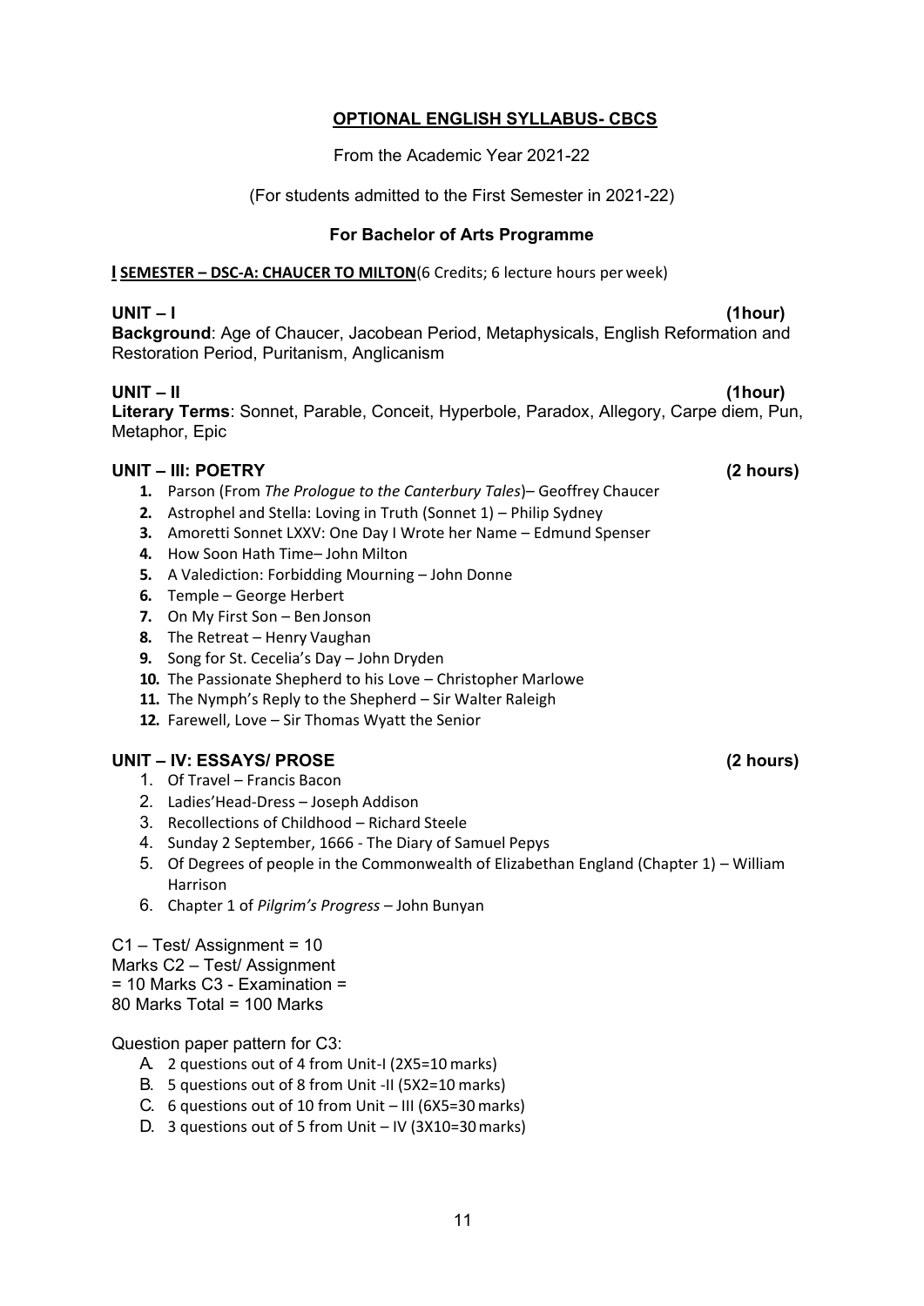## OPTIONAL ENGLISH SYLLABUS- CBCS

From the Academic Year 2021-22

(For students admitted to the First Semester in 2021-22)

**For Bachelor of Arts Programme**

**I SEMESTER – DSC-A: CHAUCER TO MILTON**(6 Credits; 6 lecture hours per week)

**UNIT – I** **(1hour)**

**Background**: Age of Chaucer, Jacobean Period, Metaphysicals, English Reformation and Restoration Period, Puritanism, Anglicanism

**UNIT – II** **(1hour)**

**Literary Terms**: Sonnet, Parable, Conceit, Hyperbole, Paradox, Allegory, Carpe diem, Pun, Metaphor, Epic

**UNIT – III: POETRY** **(2 hours)**

1. Parson (From *The Prologue to the Canterbury Tales*)– Geoffrey Chaucer
2. Astrophel and Stella: Loving in Truth (Sonnet 1) – Philip Sydney
3. Amoretti Sonnet LXXV: One Day I Wrote her Name – Edmund Spenser
4. How Soon Hath Time– John Milton
5. A Valediction: Forbidding Mourning – John Donne
6. Temple – George Herbert
7. On My First Son – Ben Jonson
8. The Retreat – Henry Vaughan
9. Song for St. Cecelia's Day – John Dryden
10. The Passionate Shepherd to his Love – Christopher Marlowe
11. The Nymph's Reply to the Shepherd – Sir Walter Raleigh
12. Farewell, Love – Sir Thomas Wyatt the Senior

**UNIT – IV: ESSAYS/ PROSE** **(2 hours)**

1. Of Travel – Francis Bacon
2. Ladies'Head-Dress – Joseph Addison
3. Recollections of Childhood – Richard Steele
4. Sunday 2 September, 1666 - The Diary of Samuel Pepys
5. Of Degrees of people in the Commonwealth of Elizabethan England (Chapter 1) – William Harrison
6. Chapter 1 of *Pilgrim's Progress* – John Bunyan

C1 – Test/ Assignment = 10 Marks
C2 – Test/ Assignment = 10 Marks
C3 - Examination = 80 Marks
Total = 100 Marks

Question paper pattern for C3:

A. 2 questions out of 4 from Unit-I (2X5=10 marks)
B. 5 questions out of 8 from Unit -II (5X2=10 marks)
C. 6 questions out of 10 from Unit – III (6X5=30 marks)
D. 3 questions out of 5 from Unit – IV (3X10=30 marks)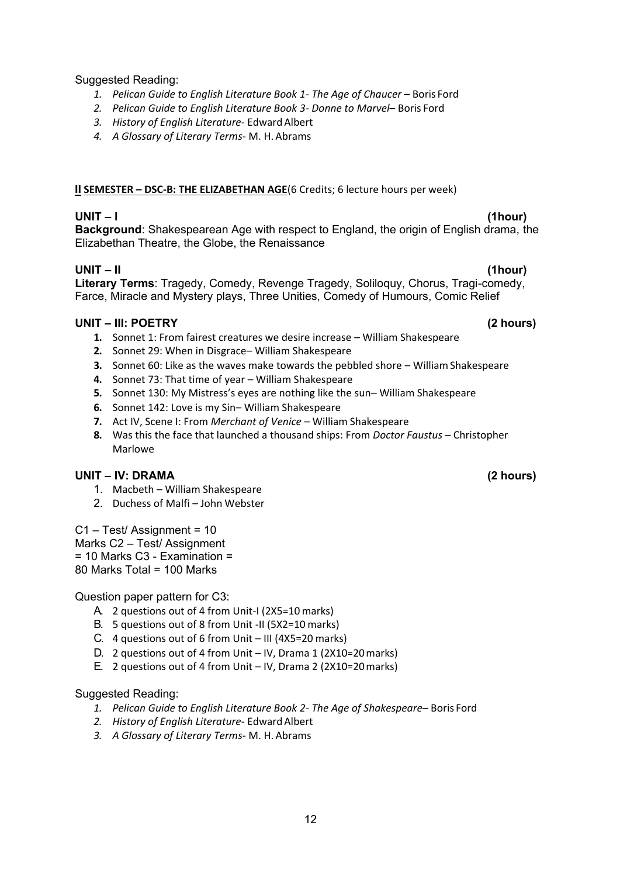Suggested Reading:

1. *Pelican Guide to English Literature Book 1- The Age of Chaucer* – Boris Ford
2. *Pelican Guide to English Literature Book 3- Donne to Marvel*– Boris Ford
3. *History of English Literature*- Edward Albert
4. *A Glossary of Literary Terms*- M. H. Abrams

**II SEMESTER – DSC-B: THE ELIZABETHAN AGE**(6 Credits; 6 lecture hours per week)

**UNIT – I (1hour)**

**Background**: Shakespearean Age with respect to England, the origin of English drama, the Elizabethan Theatre, the Globe, the Renaissance

**UNIT – II (1hour)**

**Literary Terms**: Tragedy, Comedy, Revenge Tragedy, Soliloquy, Chorus, Tragi-comedy, Farce, Miracle and Mystery plays, Three Unities, Comedy of Humours, Comic Relief

**UNIT – III: POETRY (2 hours)**

1. Sonnet 1: From fairest creatures we desire increase – William Shakespeare
2. Sonnet 29: When in Disgrace– William Shakespeare
3. Sonnet 60: Like as the waves make towards the pebbled shore – William Shakespeare
4. Sonnet 73: That time of year – William Shakespeare
5. Sonnet 130: My Mistress's eyes are nothing like the sun– William Shakespeare
6. Sonnet 142: Love is my Sin– William Shakespeare
7. Act IV, Scene I: From *Merchant of Venice* – William Shakespeare
8. Was this the face that launched a thousand ships: From *Doctor Faustus* – Christopher Marlowe

**UNIT – IV: DRAMA (2 hours)**

1. Macbeth – William Shakespeare
2. Duchess of Malfi – John Webster

C1 – Test/ Assignment = 10 Marks C2 – Test/ Assignment = 10 Marks C3 - Examination = 80 Marks Total = 100 Marks

Question paper pattern for C3:

A. 2 questions out of 4 from Unit-I (2X5=10 marks)
B. 5 questions out of 8 from Unit -II (5X2=10 marks)
C. 4 questions out of 6 from Unit – III (4X5=20 marks)
D. 2 questions out of 4 from Unit – IV, Drama 1 (2X10=20 marks)
E. 2 questions out of 4 from Unit – IV, Drama 2 (2X10=20 marks)

Suggested Reading:

1. *Pelican Guide to English Literature Book 2- The Age of Shakespeare*– Boris Ford
2. *History of English Literature*- Edward Albert
3. *A Glossary of Literary Terms*- M. H. Abrams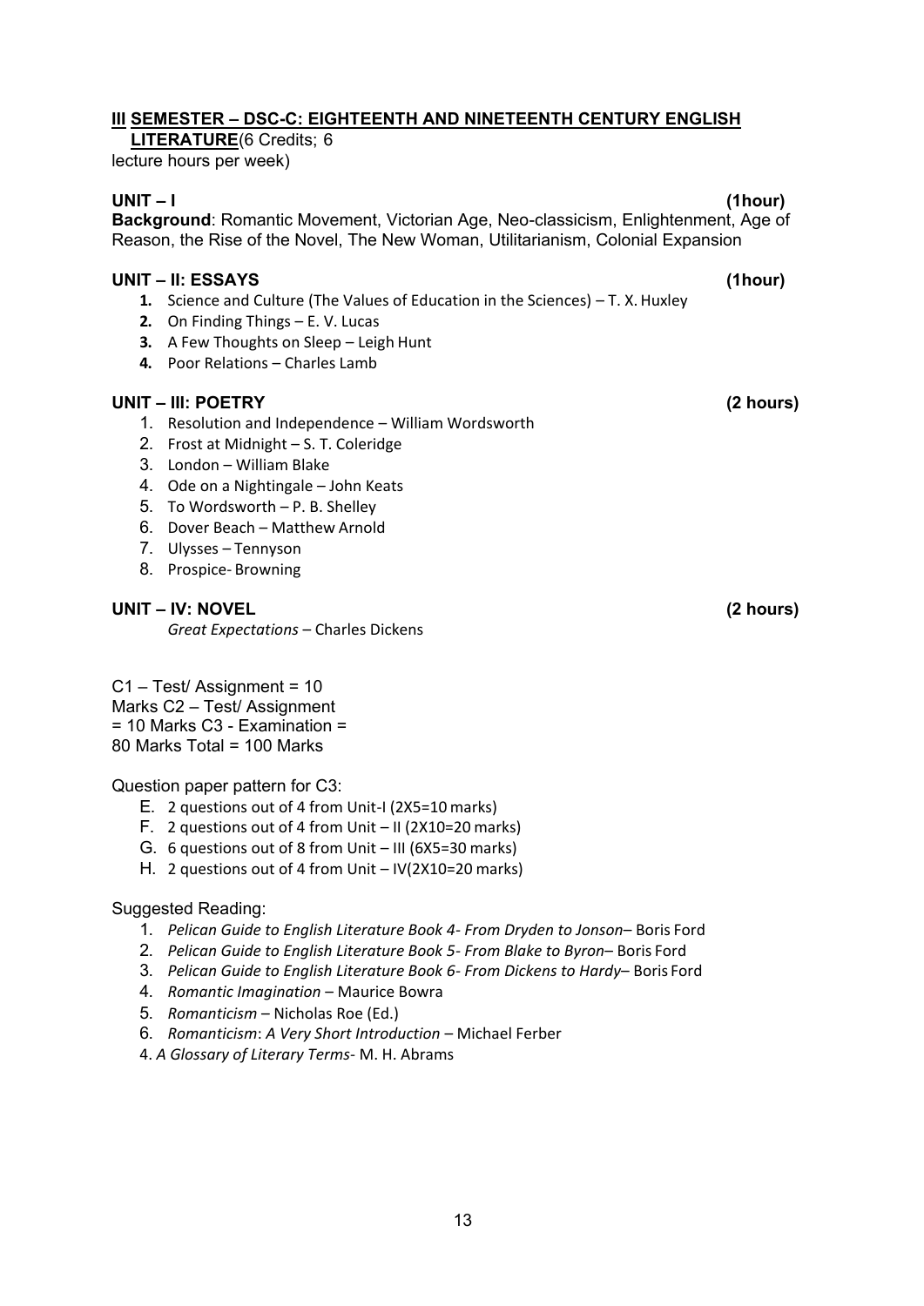## III SEMESTER – DSC-C: EIGHTEENTH AND NINETEENTH CENTURY ENGLISH LITERATURE (6 Credits; 6 lecture hours per week)

**UNIT – I** **(1hour)**

**Background**: Romantic Movement, Victorian Age, Neo-classicism, Enlightenment, Age of Reason, the Rise of the Novel, The New Woman, Utilitarianism, Colonial Expansion

**UNIT – II: ESSAYS** **(1hour)**

1. Science and Culture (The Values of Education in the Sciences) – T. X. Huxley
2. On Finding Things – E. V. Lucas
3. A Few Thoughts on Sleep – Leigh Hunt
4. Poor Relations – Charles Lamb

**UNIT – III: POETRY** **(2 hours)**

1. Resolution and Independence – William Wordsworth
2. Frost at Midnight – S. T. Coleridge
3. London – William Blake
4. Ode on a Nightingale – John Keats
5. To Wordsworth – P. B. Shelley
6. Dover Beach – Matthew Arnold
7. Ulysses – Tennyson
8. Prospice- Browning

**UNIT – IV: NOVEL** **(2 hours)**

*Great Expectations* – Charles Dickens

C1 – Test/ Assignment = 10 Marks C2 – Test/ Assignment = 10 Marks C3 - Examination = 80 Marks Total = 100 Marks

Question paper pattern for C3:

E. 2 questions out of 4 from Unit-I (2X5=10 marks)
F. 2 questions out of 4 from Unit – II (2X10=20 marks)
G. 6 questions out of 8 from Unit – III (6X5=30 marks)
H. 2 questions out of 4 from Unit – IV(2X10=20 marks)

Suggested Reading:

1. *Pelican Guide to English Literature Book 4- From Dryden to Jonson*– Boris Ford
2. *Pelican Guide to English Literature Book 5- From Blake to Byron*– Boris Ford
3. *Pelican Guide to English Literature Book 6- From Dickens to Hardy*– Boris Ford
4. *Romantic Imagination* – Maurice Bowra
5. *Romanticism* – Nicholas Roe (Ed.)
6. *Romanticism*: *A Very Short Introduction* – Michael Ferber

4. *A Glossary of Literary Terms*- M. H. Abrams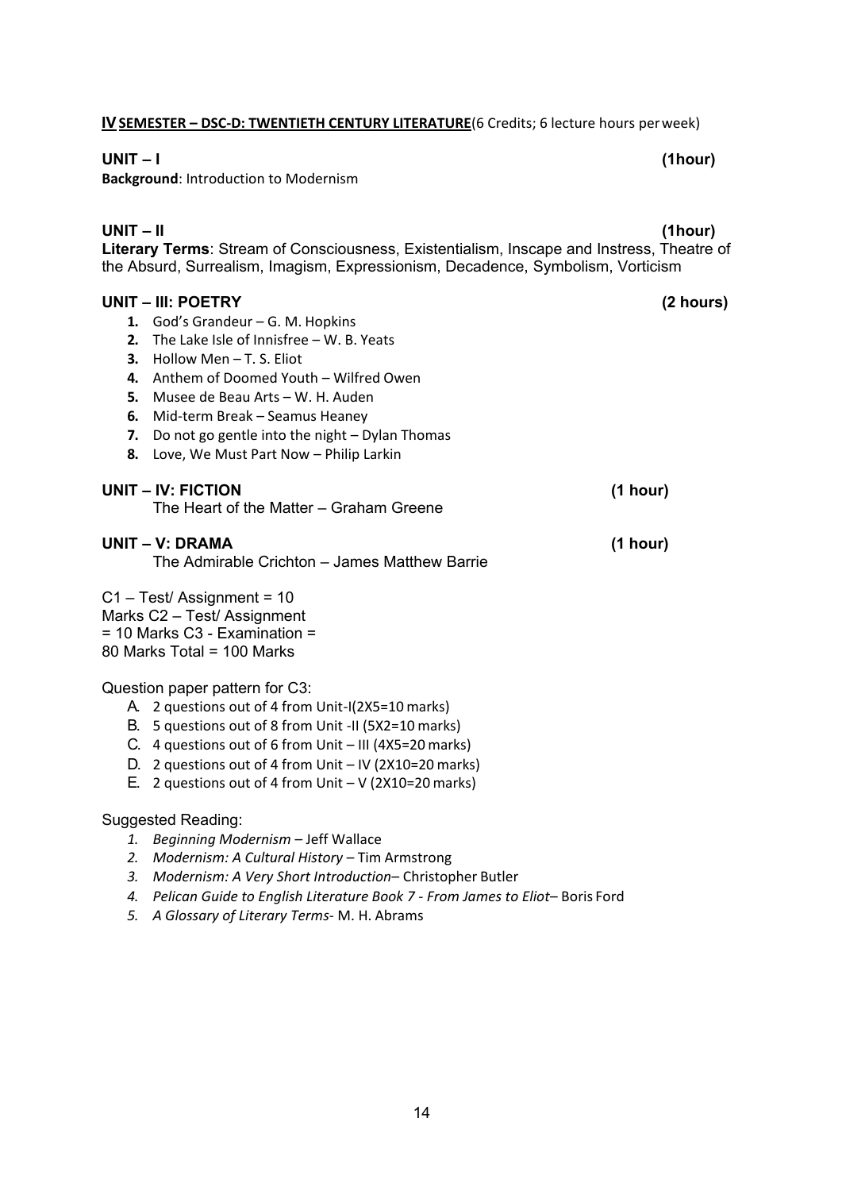**IV SEMESTER – DSC-D: TWENTIETH CENTURY LITERATURE**(6 Credits; 6 lecture hours per week)

**UNIT – I** **(1hour)**

**Background**: Introduction to Modernism

**UNIT – II** **(1hour)**

**Literary Terms**: Stream of Consciousness, Existentialism, Inscape and Instress, Theatre of the Absurd, Surrealism, Imagism, Expressionism, Decadence, Symbolism, Vorticism

**UNIT – III: POETRY** **(2 hours)**

1. God's Grandeur – G. M. Hopkins
2. The Lake Isle of Innisfree – W. B. Yeats
3. Hollow Men – T. S. Eliot
4. Anthem of Doomed Youth – Wilfred Owen
5. Musee de Beau Arts – W. H. Auden
6. Mid-term Break – Seamus Heaney
7. Do not go gentle into the night – Dylan Thomas
8. Love, We Must Part Now – Philip Larkin

**UNIT – IV: FICTION** **(1 hour)**

The Heart of the Matter – Graham Greene

**UNIT – V: DRAMA** **(1 hour)**

The Admirable Crichton – James Matthew Barrie

C1 – Test/ Assignment = 10
Marks C2 – Test/ Assignment
= 10 Marks C3 - Examination =
80 Marks Total = 100 Marks

Question paper pattern for C3:

A. 2 questions out of 4 from Unit-I(2X5=10 marks)
B. 5 questions out of 8 from Unit -II (5X2=10 marks)
C. 4 questions out of 6 from Unit – III (4X5=20 marks)
D. 2 questions out of 4 from Unit – IV (2X10=20 marks)
E. 2 questions out of 4 from Unit – V (2X10=20 marks)

Suggested Reading:

1. *Beginning Modernism* – Jeff Wallace
2. *Modernism: A Cultural History* – Tim Armstrong
3. *Modernism: A Very Short Introduction*– Christopher Butler
4. *Pelican Guide to English Literature Book 7 - From James to Eliot*– Boris Ford
5. *A Glossary of Literary Terms*- M. H. Abrams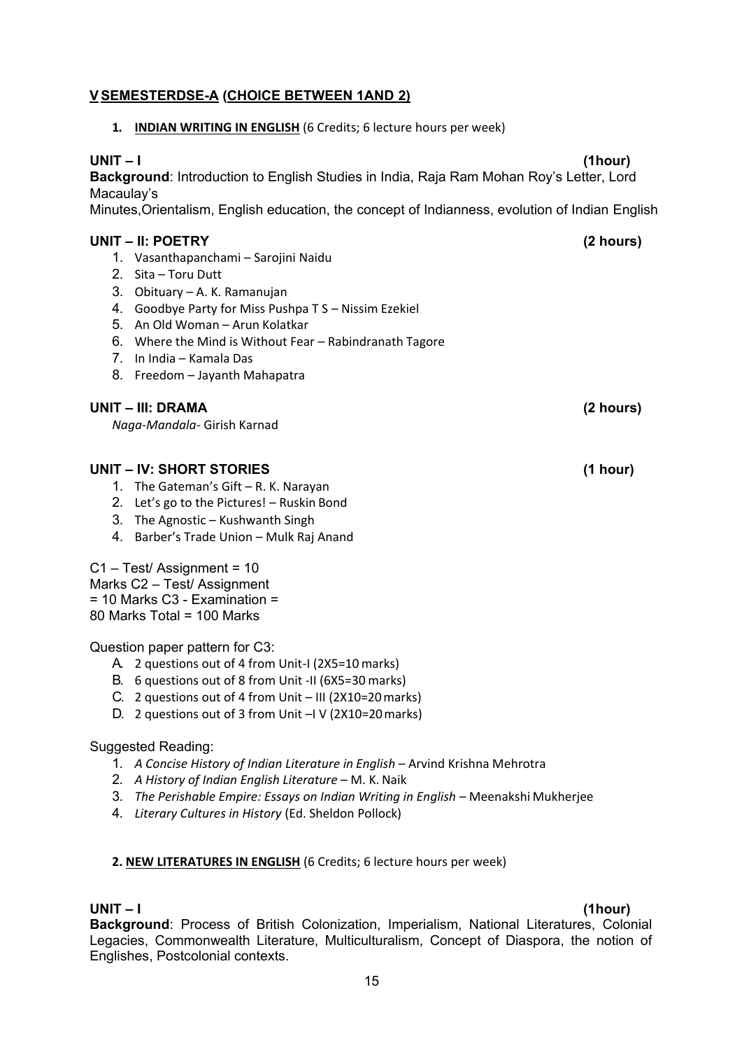## V SEMESTERDSE-A (CHOICE BETWEEN 1AND 2)

**1. INDIAN WRITING IN ENGLISH** (6 Credits; 6 lecture hours per week)

**UNIT – I** **(1hour)**

**Background**: Introduction to English Studies in India, Raja Ram Mohan Roy's Letter, Lord Macaulay's Minutes,Orientalism, English education, the concept of Indianness, evolution of Indian English

**UNIT – II: POETRY** **(2 hours)**

1. Vasanthapanchami – Sarojini Naidu
2. Sita – Toru Dutt
3. Obituary – A. K. Ramanujan
4. Goodbye Party for Miss Pushpa T S – Nissim Ezekiel
5. An Old Woman – Arun Kolatkar
6. Where the Mind is Without Fear – Rabindranath Tagore
7. In India – Kamala Das
8. Freedom – Jayanth Mahapatra

**UNIT – III: DRAMA** **(2 hours)**

*Naga-Mandala*- Girish Karnad

**UNIT – IV: SHORT STORIES** **(1 hour)**

1. The Gateman's Gift – R. K. Narayan
2. Let's go to the Pictures! – Ruskin Bond
3. The Agnostic – Kushwanth Singh
4. Barber's Trade Union – Mulk Raj Anand

C1 – Test/ Assignment = 10 Marks C2 – Test/ Assignment = 10 Marks C3 - Examination = 80 Marks Total = 100 Marks

Question paper pattern for C3:

A. 2 questions out of 4 from Unit-I (2X5=10 marks)
B. 6 questions out of 8 from Unit -II (6X5=30 marks)
C. 2 questions out of 4 from Unit – III (2X10=20 marks)
D. 2 questions out of 3 from Unit –I V (2X10=20 marks)

Suggested Reading:

1. *A Concise History of Indian Literature in English* – Arvind Krishna Mehrotra
2. *A History of Indian English Literature* – M. K. Naik
3. *The Perishable Empire: Essays on Indian Writing in English* – Meenakshi Mukherjee
4. *Literary Cultures in History* (Ed. Sheldon Pollock)

**2. NEW LITERATURES IN ENGLISH** (6 Credits; 6 lecture hours per week)

**UNIT – I** **(1hour)**

**Background**: Process of British Colonization, Imperialism, National Literatures, Colonial Legacies, Commonwealth Literature, Multiculturalism, Concept of Diaspora, the notion of Englishes, Postcolonial contexts.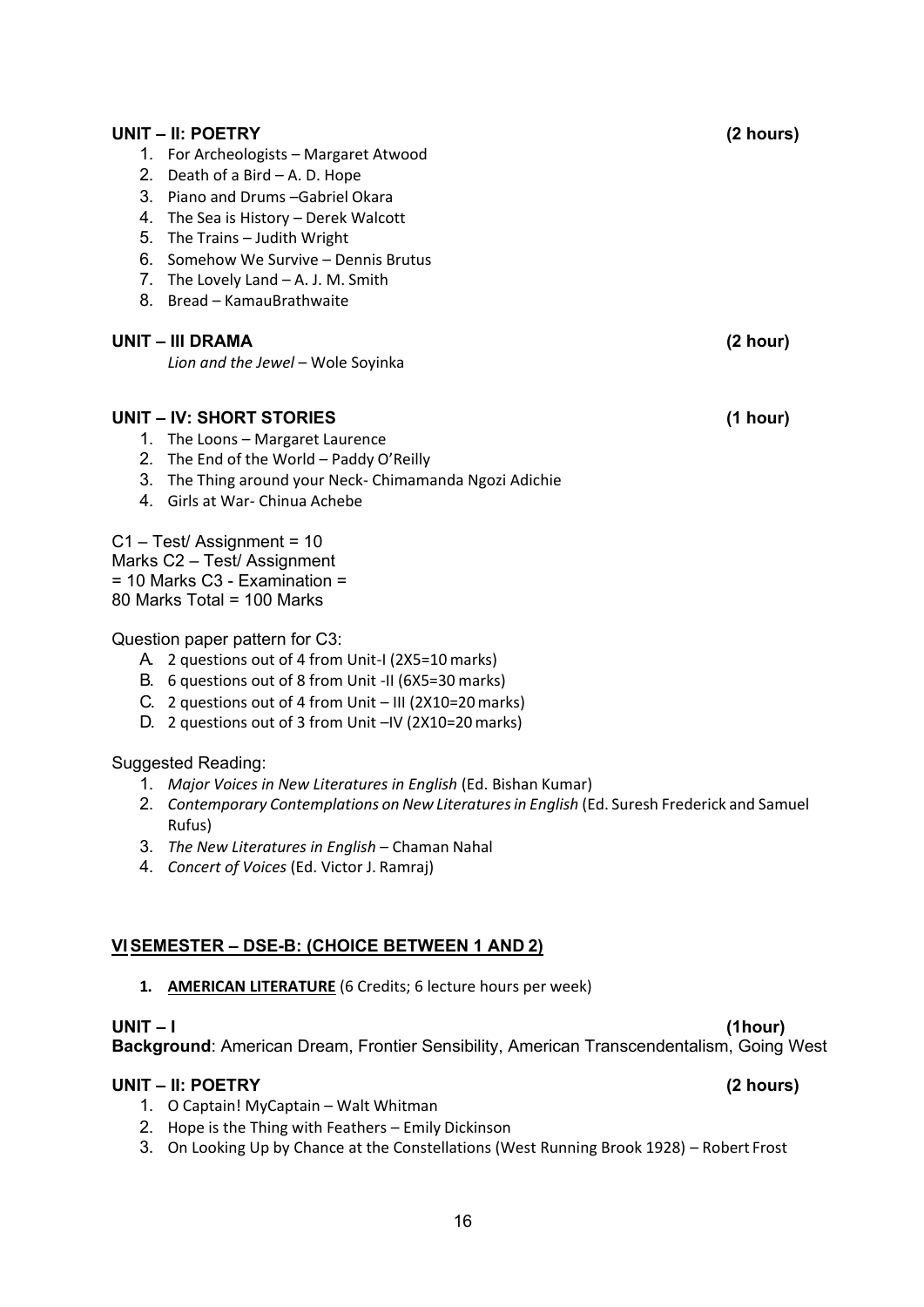**UNIT – II: POETRY** **(2 hours)**

1. For Archeologists – Margaret Atwood
2. Death of a Bird – A. D. Hope
3. Piano and Drums –Gabriel Okara
4. The Sea is History – Derek Walcott
5. The Trains – Judith Wright
6. Somehow We Survive – Dennis Brutus
7. The Lovely Land – A. J. M. Smith
8. Bread – KamauBrathwaite

**UNIT – III DRAMA** **(2 hour)**

*Lion and the Jewel* – Wole Soyinka

**UNIT – IV: SHORT STORIES** **(1 hour)**

1. The Loons – Margaret Laurence
2. The End of the World – Paddy O'Reilly
3. The Thing around your Neck- Chimamanda Ngozi Adichie
4. Girls at War- Chinua Achebe

C1 – Test/ Assignment = 10
Marks C2 – Test/ Assignment
= 10 Marks C3 - Examination =
80 Marks Total = 100 Marks

Question paper pattern for C3:

A. 2 questions out of 4 from Unit-I (2X5=10 marks)
B. 6 questions out of 8 from Unit -II (6X5=30 marks)
C. 2 questions out of 4 from Unit – III (2X10=20 marks)
D. 2 questions out of 3 from Unit –IV (2X10=20 marks)

Suggested Reading:

1. *Major Voices in New Literatures in English* (Ed. Bishan Kumar)
2. *Contemporary Contemplations on New Literatures in English* (Ed. Suresh Frederick and Samuel Rufus)
3. *The New Literatures in English* – Chaman Nahal
4. *Concert of Voices* (Ed. Victor J. Ramraj)

## VI SEMESTER – DSE-B: (CHOICE BETWEEN 1 AND 2)

1. **AMERICAN LITERATURE** (6 Credits; 6 lecture hours per week)

**UNIT – I** **(1hour)**

**Background**: American Dream, Frontier Sensibility, American Transcendentalism, Going West

**UNIT – II: POETRY** **(2 hours)**

1. O Captain! MyCaptain – Walt Whitman
2. Hope is the Thing with Feathers – Emily Dickinson
3. On Looking Up by Chance at the Constellations (West Running Brook 1928) – Robert Frost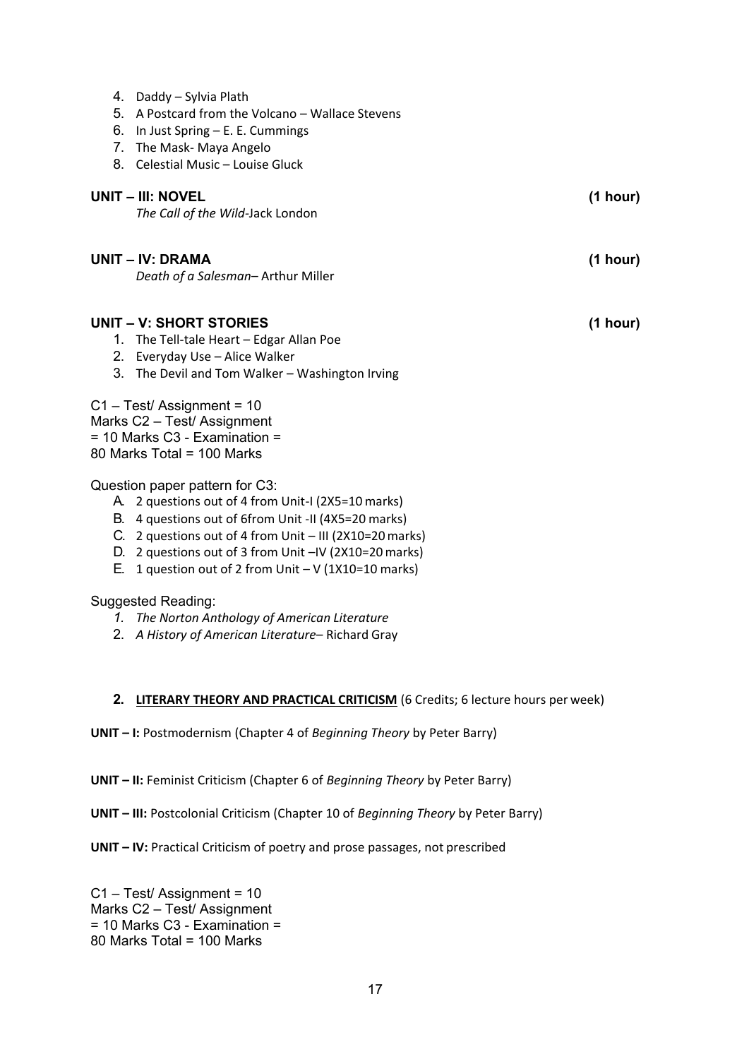4. Daddy – Sylvia Plath
5. A Postcard from the Volcano – Wallace Stevens
6. In Just Spring – E. E. Cummings
7. The Mask- Maya Angelo
8. Celestial Music – Louise Gluck

**UNIT – III: NOVEL** **(1 hour)**

*The Call of the Wild*-Jack London

**UNIT – IV: DRAMA** **(1 hour)**

*Death of a Salesman*– Arthur Miller

**UNIT – V: SHORT STORIES** **(1 hour)**

1. The Tell-tale Heart – Edgar Allan Poe
2. Everyday Use – Alice Walker
3. The Devil and Tom Walker – Washington Irving

C1 – Test/ Assignment = 10
Marks C2 – Test/ Assignment
= 10 Marks C3 - Examination =
80 Marks Total = 100 Marks

Question paper pattern for C3:

A. 2 questions out of 4 from Unit-I (2X5=10 marks)
B. 4 questions out of 6from Unit -II (4X5=20 marks)
C. 2 questions out of 4 from Unit – III (2X10=20 marks)
D. 2 questions out of 3 from Unit –IV (2X10=20 marks)
E. 1 question out of 2 from Unit – V (1X10=10 marks)

Suggested Reading:

1. *The Norton Anthology of American Literature*
2. *A History of American Literature*– Richard Gray

**2. LITERARY THEORY AND PRACTICAL CRITICISM** (6 Credits; 6 lecture hours per week)

**UNIT – I:** Postmodernism (Chapter 4 of *Beginning Theory* by Peter Barry)

**UNIT – II:** Feminist Criticism (Chapter 6 of *Beginning Theory* by Peter Barry)

**UNIT – III:** Postcolonial Criticism (Chapter 10 of *Beginning Theory* by Peter Barry)

**UNIT – IV:** Practical Criticism of poetry and prose passages, not prescribed

C1 – Test/ Assignment = 10
Marks C2 – Test/ Assignment
= 10 Marks C3 - Examination =
80 Marks Total = 100 Marks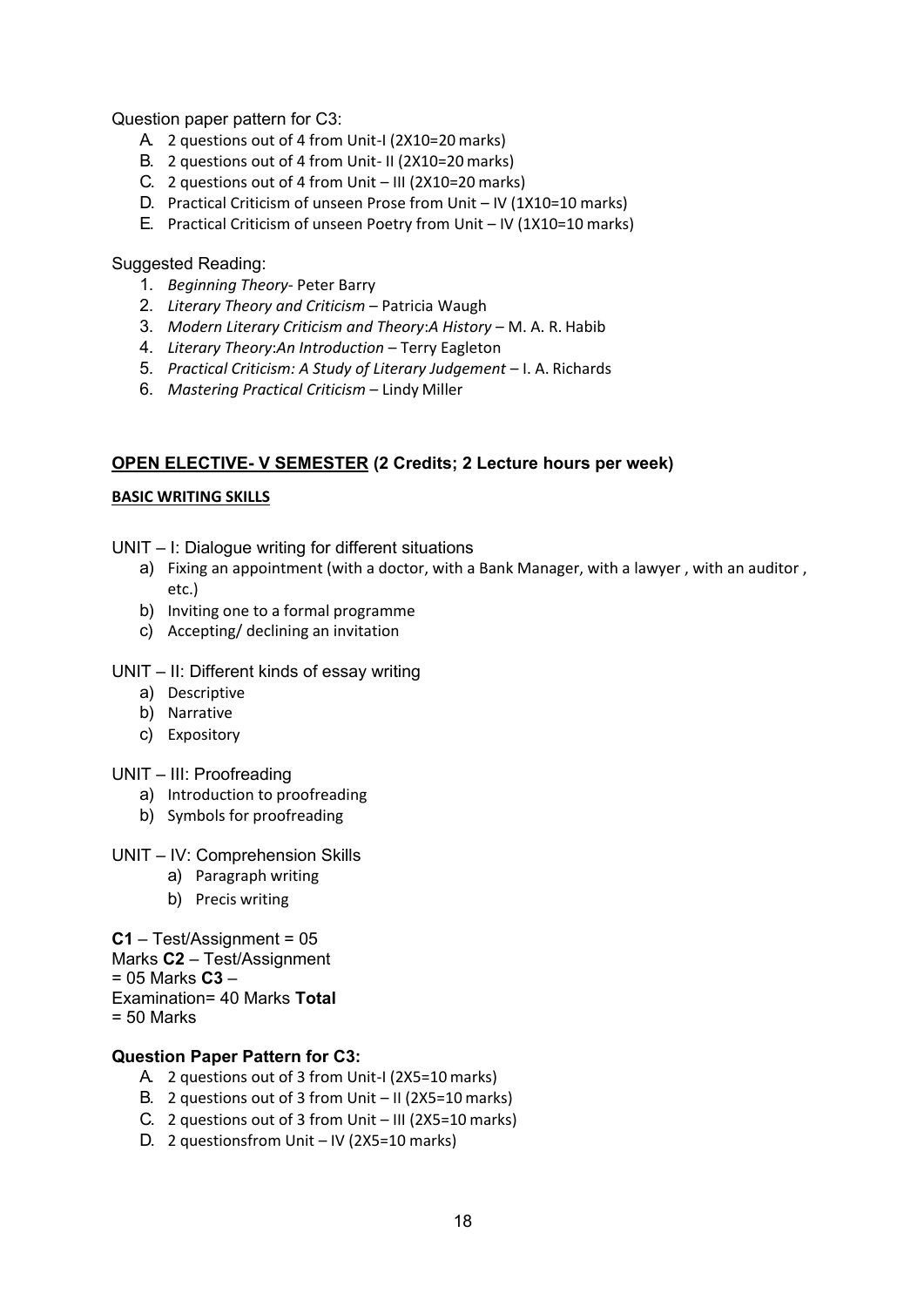Question paper pattern for C3:

A. 2 questions out of 4 from Unit-I (2X10=20 marks)
B. 2 questions out of 4 from Unit- II (2X10=20 marks)
C. 2 questions out of 4 from Unit – III (2X10=20 marks)
D. Practical Criticism of unseen Prose from Unit – IV (1X10=10 marks)
E. Practical Criticism of unseen Poetry from Unit – IV (1X10=10 marks)

Suggested Reading:

1. *Beginning Theory*- Peter Barry
2. *Literary Theory and Criticism* – Patricia Waugh
3. *Modern Literary Criticism and Theory*:*A History* – M. A. R. Habib
4. *Literary Theory*:*An Introduction* – Terry Eagleton
5. *Practical Criticism: A Study of Literary Judgement* – I. A. Richards
6. *Mastering Practical Criticism* – Lindy Miller

## <u>OPEN ELECTIVE- V SEMESTER</u> (2 Credits; 2 Lecture hours per week)

### <u>BASIC WRITING SKILLS</u>

UNIT – I: Dialogue writing for different situations

a) Fixing an appointment (with a doctor, with a Bank Manager, with a lawyer , with an auditor , etc.)
b) Inviting one to a formal programme
c) Accepting/ declining an invitation

UNIT – II: Different kinds of essay writing

a) Descriptive
b) Narrative
c) Expository

UNIT – III: Proofreading

a) Introduction to proofreading
b) Symbols for proofreading

UNIT – IV: Comprehension Skills

a) Paragraph writing
b) Precis writing

**C1** – Test/Assignment = 05 Marks **C2** – Test/Assignment = 05 Marks **C3** – Examination= 40 Marks **Total** = 50 Marks

**Question Paper Pattern for C3:**

A. 2 questions out of 3 from Unit-I (2X5=10 marks)
B. 2 questions out of 3 from Unit – II (2X5=10 marks)
C. 2 questions out of 3 from Unit – III (2X5=10 marks)
D. 2 questionsfrom Unit – IV (2X5=10 marks)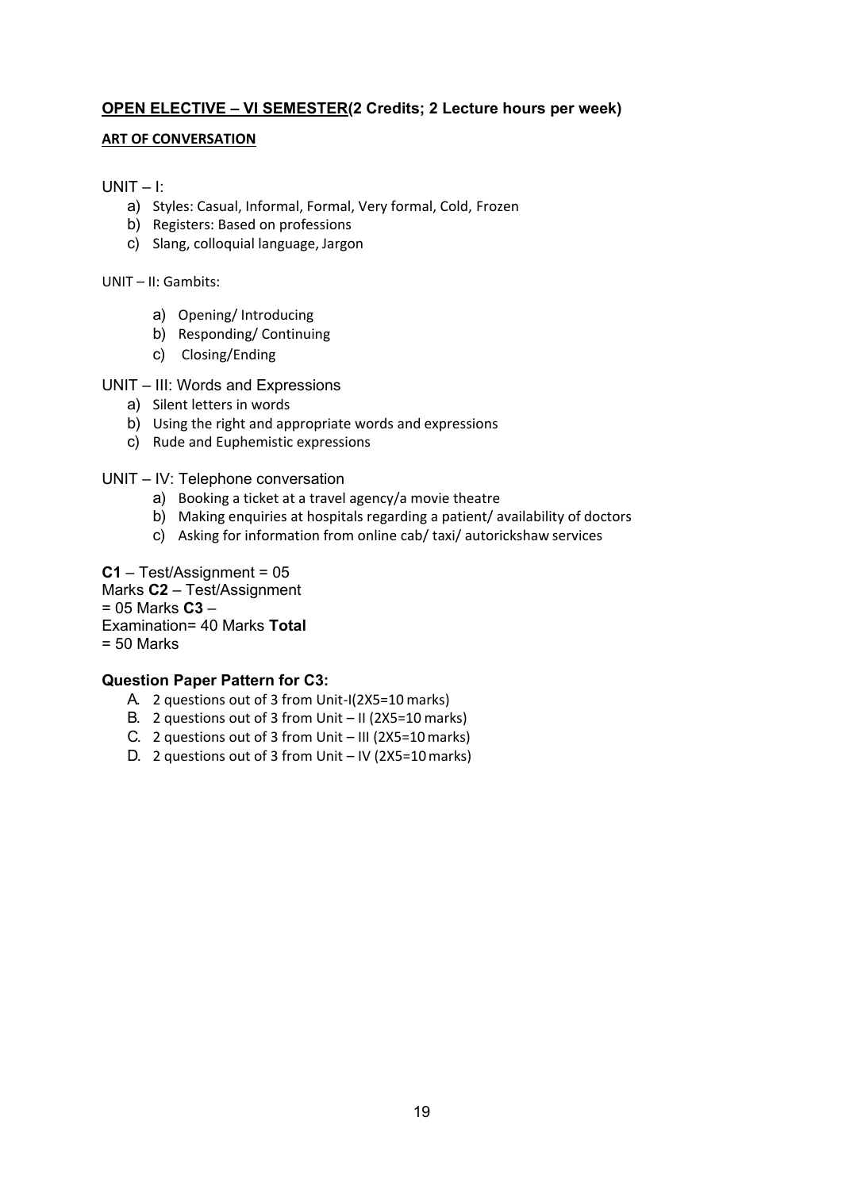## OPEN ELECTIVE – VI SEMESTER(2 Credits; 2 Lecture hours per week)

### ART OF CONVERSATION

UNIT – I:

a) Styles: Casual, Informal, Formal, Very formal, Cold, Frozen
b) Registers: Based on professions
c) Slang, colloquial language, Jargon

UNIT – II: Gambits:

a) Opening/ Introducing
b) Responding/ Continuing
c) Closing/Ending

UNIT – III: Words and Expressions

a) Silent letters in words
b) Using the right and appropriate words and expressions
c) Rude and Euphemistic expressions

UNIT – IV: Telephone conversation

a) Booking a ticket at a travel agency/a movie theatre
b) Making enquiries at hospitals regarding a patient/ availability of doctors
c) Asking for information from online cab/ taxi/ autorickshaw services

**C1** – Test/Assignment = 05 Marks
**C2** – Test/Assignment = 05 Marks
**C3** – Examination= 40 Marks
**Total** = 50 Marks

**Question Paper Pattern for C3:**

A. 2 questions out of 3 from Unit-I(2X5=10 marks)
B. 2 questions out of 3 from Unit – II (2X5=10 marks)
C. 2 questions out of 3 from Unit – III (2X5=10 marks)
D. 2 questions out of 3 from Unit – IV (2X5=10 marks)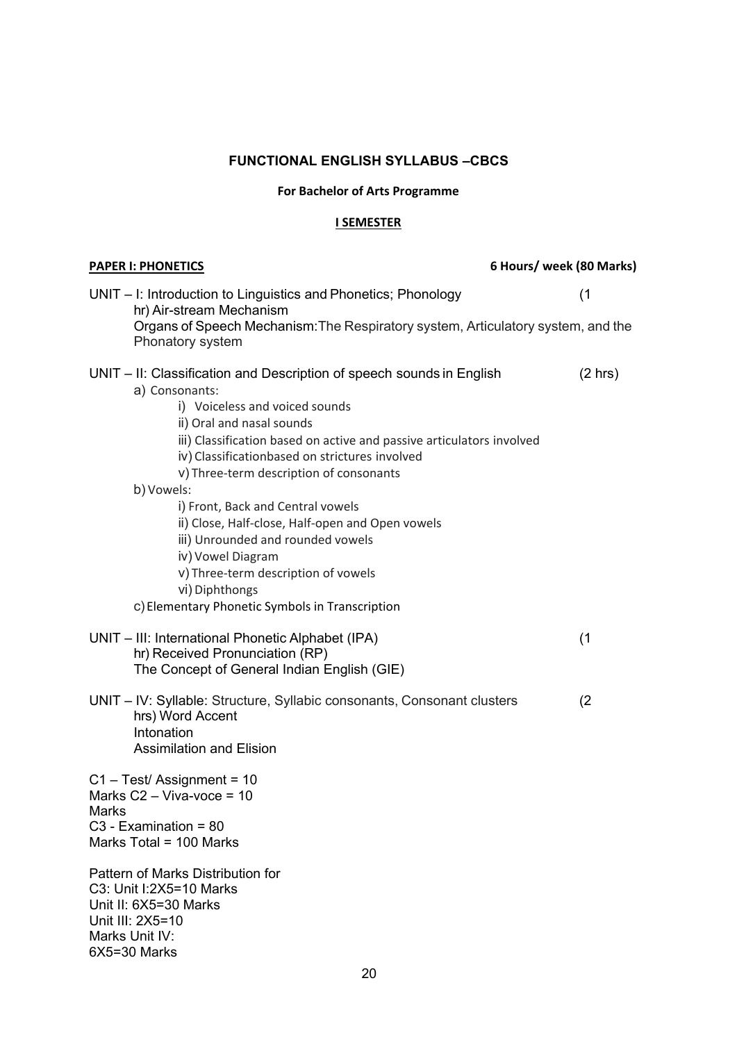# FUNCTIONAL ENGLISH SYLLABUS –CBCS

## For Bachelor of Arts Programme

### I SEMESTER

**PAPER I: PHONETICS** **6 Hours/ week (80 Marks)**

UNIT – I: Introduction to Linguistics and Phonetics; Phonology (1 hr)
Air-stream Mechanism
Organs of Speech Mechanism: The Respiratory system, Articulatory system, and the Phonatory system

UNIT – II: Classification and Description of speech sounds in English (2 hrs)

a) Consonants:
   - i) Voiceless and voiced sounds
   - ii) Oral and nasal sounds
   - iii) Classification based on active and passive articulators involved
   - iv) Classificationbased on strictures involved
   - v) Three-term description of consonants

b) Vowels:
   - i) Front, Back and Central vowels
   - ii) Close, Half-close, Half-open and Open vowels
   - iii) Unrounded and rounded vowels
   - iv) Vowel Diagram
   - v) Three-term description of vowels
   - vi) Diphthongs

c) Elementary Phonetic Symbols in Transcription

UNIT – III: International Phonetic Alphabet (IPA) (1 hr)
Received Pronunciation (RP)
The Concept of General Indian English (GIE)

UNIT – IV: Syllable: Structure, Syllabic consonants, Consonant clusters (2 hrs)
Word Accent
Intonation
Assimilation and Elision

C1 – Test/ Assignment = 10 Marks
C2 – Viva-voce = 10 Marks
C3 - Examination = 80 Marks
Total = 100 Marks

Pattern of Marks Distribution for C3:
Unit I: 2X5=10 Marks
Unit II: 6X5=30 Marks
Unit III: 2X5=10 Marks
Unit IV: 6X5=30 Marks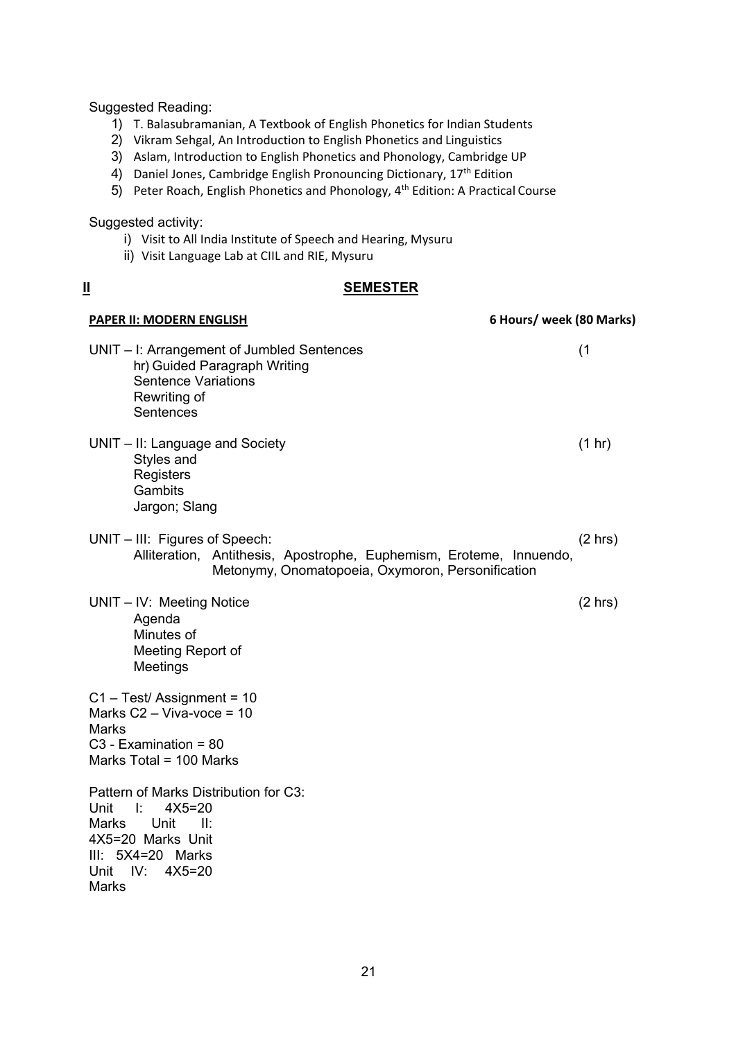Suggested Reading:

1) T. Balasubramanian, A Textbook of English Phonetics for Indian Students
2) Vikram Sehgal, An Introduction to English Phonetics and Linguistics
3) Aslam, Introduction to English Phonetics and Phonology, Cambridge UP
4) Daniel Jones, Cambridge English Pronouncing Dictionary, 17th Edition
5) Peter Roach, English Phonetics and Phonology, 4th Edition: A Practical Course

Suggested activity:

i) Visit to All India Institute of Speech and Hearing, Mysuru
ii) Visit Language Lab at CIIL and RIE, Mysuru

## II SEMESTER

**PAPER II: MODERN ENGLISH** **6 Hours/ week (80 Marks)**

UNIT – I: Arrangement of Jumbled Sentences (1 hr)
- Guided Paragraph Writing
- Sentence Variations
- Rewriting of Sentences

UNIT – II: Language and Society (1 hr)
- Styles and Registers
- Gambits
- Jargon; Slang

UNIT – III: Figures of Speech: (2 hrs)
- Alliteration, Antithesis, Apostrophe, Euphemism, Eroteme, Innuendo, Metonymy, Onomatopoeia, Oxymoron, Personification

UNIT – IV: Meeting Notice (2 hrs)
- Agenda
- Minutes of Meeting
- Report of Meetings

C1 – Test/ Assignment = 10 Marks
C2 – Viva-voce = 10 Marks
C3 - Examination = 80 Marks
Total = 100 Marks

Pattern of Marks Distribution for C3:
Unit I: 4X5=20 Marks
Unit II: 4X5=20 Marks
Unit III: 5X4=20 Marks
Unit IV: 4X5=20 Marks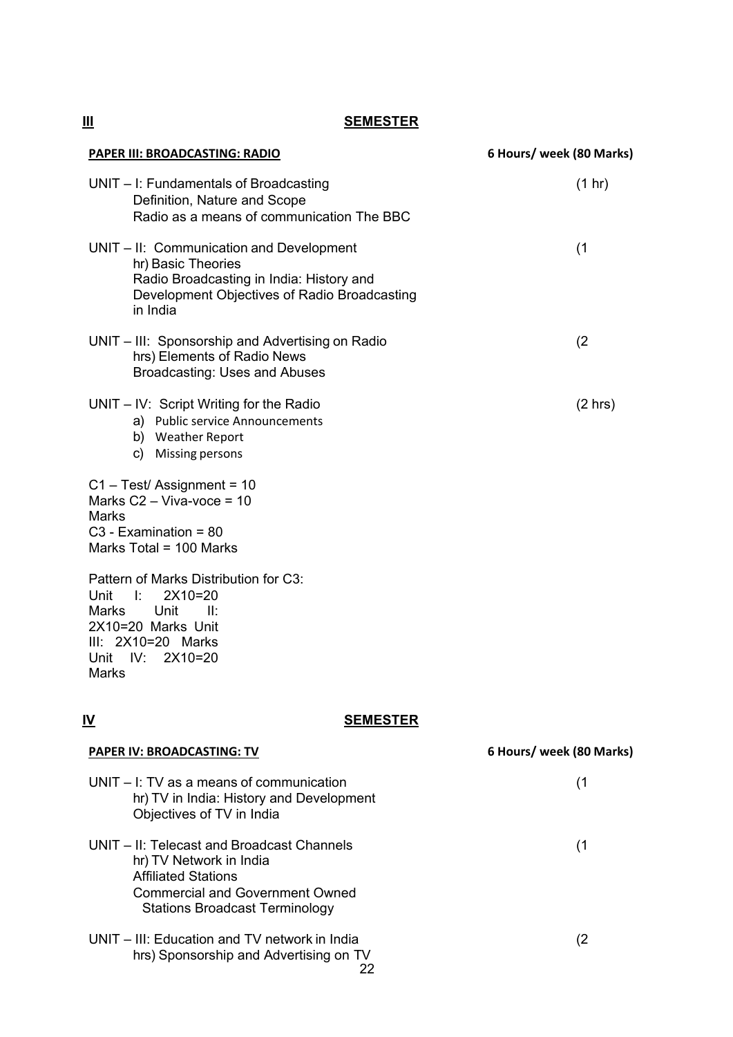## III SEMESTER

**PAPER III: BROADCASTING: RADIO** — **6 Hours/ week (80 Marks)**

UNIT – I: Fundamentals of Broadcasting (1 hr)
Definition, Nature and Scope
Radio as a means of communication The BBC

UNIT – II: Communication and Development (1 hr)
Basic Theories
Radio Broadcasting in India: History and Development Objectives of Radio Broadcasting in India

UNIT – III: Sponsorship and Advertising on Radio (2 hrs)
Elements of Radio News
Broadcasting: Uses and Abuses

UNIT – IV: Script Writing for the Radio (2 hrs)

a) Public service Announcements
b) Weather Report
c) Missing persons

C1 – Test/ Assignment = 10 Marks
C2 – Viva-voce = 10 Marks
C3 - Examination = 80 Marks
Total = 100 Marks

Pattern of Marks Distribution for C3:
Unit I: 2X10=20 Marks
Unit II: 2X10=20 Marks
Unit III: 2X10=20 Marks
Unit IV: 2X10=20 Marks

## IV SEMESTER

**PAPER IV: BROADCASTING: TV** — **6 Hours/ week (80 Marks)**

UNIT – I: TV as a means of communication (1 hr)
TV in India: History and Development
Objectives of TV in India

UNIT – II: Telecast and Broadcast Channels (1 hr)
TV Network in India
Affiliated Stations
Commercial and Government Owned Stations
Broadcast Terminology

UNIT – III: Education and TV network in India (2 hrs)
Sponsorship and Advertising on TV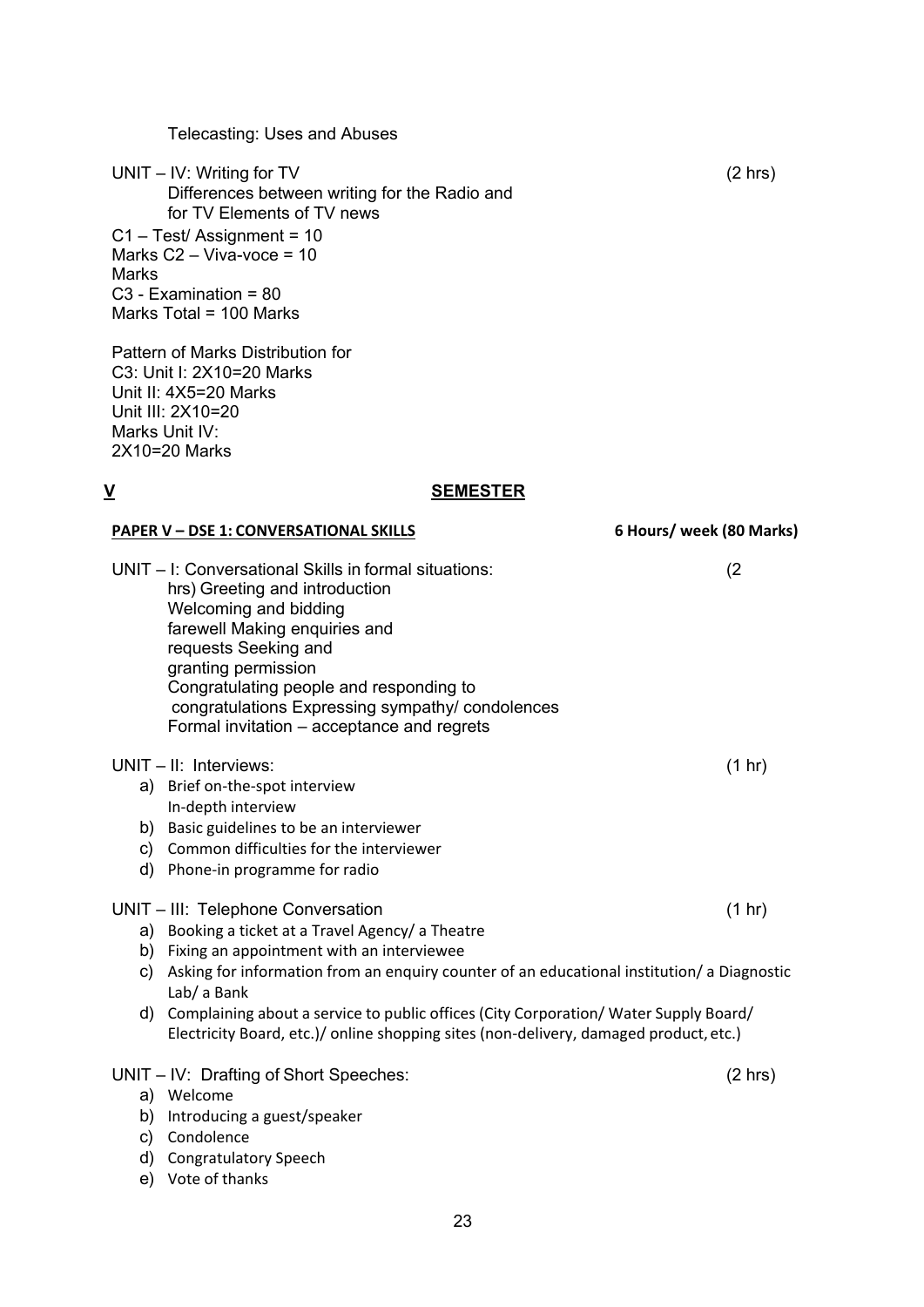Telecasting: Uses and Abuses

UNIT – IV: Writing for TV (2 hrs)

Differences between writing for the Radio and for TV Elements of TV news

C1 – Test/ Assignment = 10
Marks C2 – Viva-voce = 10
Marks
C3 - Examination = 80
Marks Total = 100 Marks

Pattern of Marks Distribution for
C3: Unit I: 2X10=20 Marks
Unit II: 4X5=20 Marks
Unit III: 2X10=20
Marks Unit IV:
2X10=20 Marks

## V SEMESTER

### PAPER V – DSE 1: CONVERSATIONAL SKILLS — 6 Hours/ week (80 Marks)

UNIT – I: Conversational Skills in formal situations: (2 hrs)

Greeting and introduction
Welcoming and bidding farewell
Making enquiries and requests
Seeking and granting permission
Congratulating people and responding to congratulations
Expressing sympathy/ condolences
Formal invitation – acceptance and regrets

UNIT – II: Interviews: (1 hr)

a) Brief on-the-spot interview
   In-depth interview
b) Basic guidelines to be an interviewer
c) Common difficulties for the interviewer
d) Phone-in programme for radio

UNIT – III: Telephone Conversation (1 hr)

a) Booking a ticket at a Travel Agency/ a Theatre
b) Fixing an appointment with an interviewee
c) Asking for information from an enquiry counter of an educational institution/ a Diagnostic Lab/ a Bank
d) Complaining about a service to public offices (City Corporation/ Water Supply Board/ Electricity Board, etc.)/ online shopping sites (non-delivery, damaged product, etc.)

UNIT – IV: Drafting of Short Speeches: (2 hrs)

a) Welcome
b) Introducing a guest/speaker
c) Condolence
d) Congratulatory Speech
e) Vote of thanks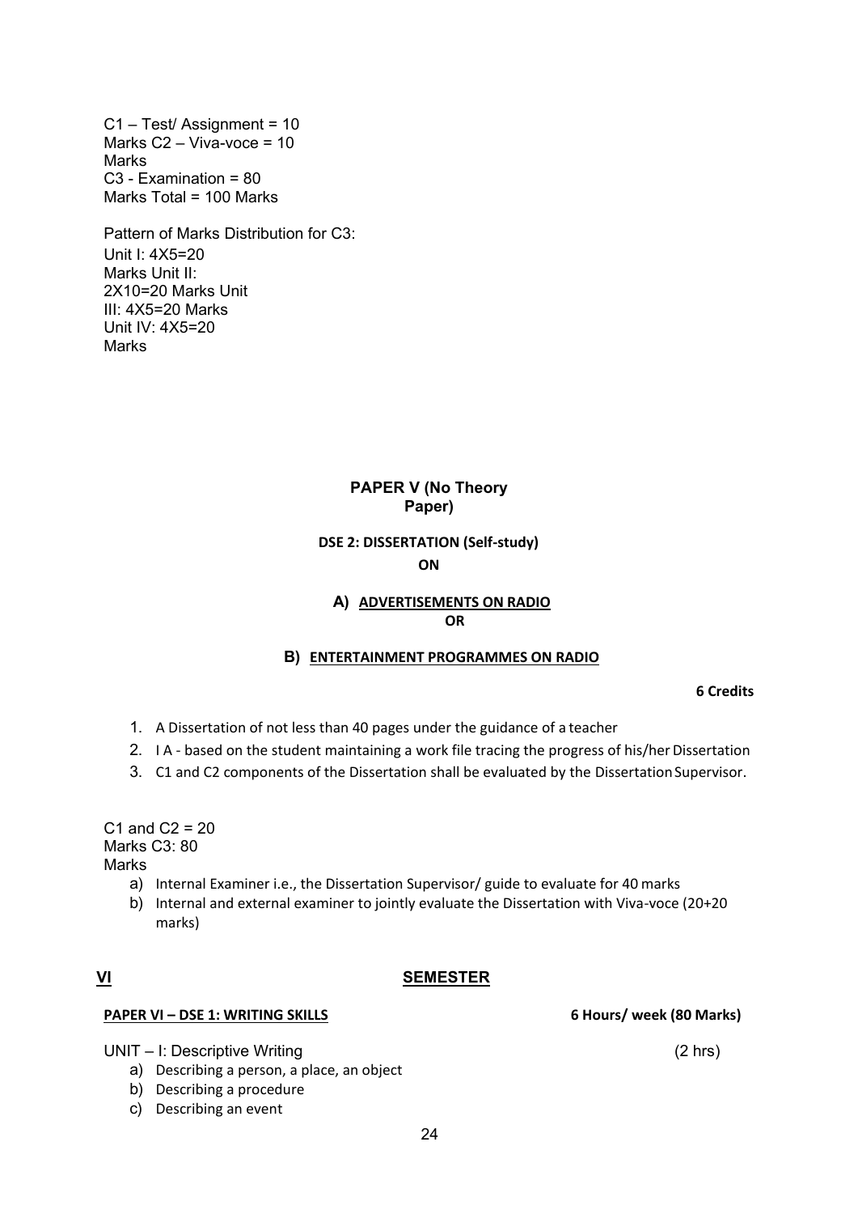C1 – Test/ Assignment = 10
Marks C2 – Viva-voce = 10
Marks
C3 - Examination = 80
Marks Total = 100 Marks

Pattern of Marks Distribution for C3:
Unit I: 4X5=20
Marks Unit II:
2X10=20 Marks Unit
III: 4X5=20 Marks
Unit IV: 4X5=20
Marks

**PAPER V (No Theory Paper)**

**DSE 2: DISSERTATION (Self-study)**

**ON**

**A) ADVERTISEMENTS ON RADIO**

**OR**

**B) ENTERTAINMENT PROGRAMMES ON RADIO**

**6 Credits**

1. A Dissertation of not less than 40 pages under the guidance of a teacher
2. I A - based on the student maintaining a work file tracing the progress of his/her Dissertation
3. C1 and C2 components of the Dissertation shall be evaluated by the Dissertation Supervisor.

C1 and C2 = 20
Marks C3: 80
Marks

a) Internal Examiner i.e., the Dissertation Supervisor/ guide to evaluate for 40 marks
b) Internal and external examiner to jointly evaluate the Dissertation with Viva-voce (20+20 marks)

## VI SEMESTER

**PAPER VI – DSE 1: WRITING SKILLS** **6 Hours/ week (80 Marks)**

UNIT – I: Descriptive Writing (2 hrs)

a) Describing a person, a place, an object
b) Describing a procedure
c) Describing an event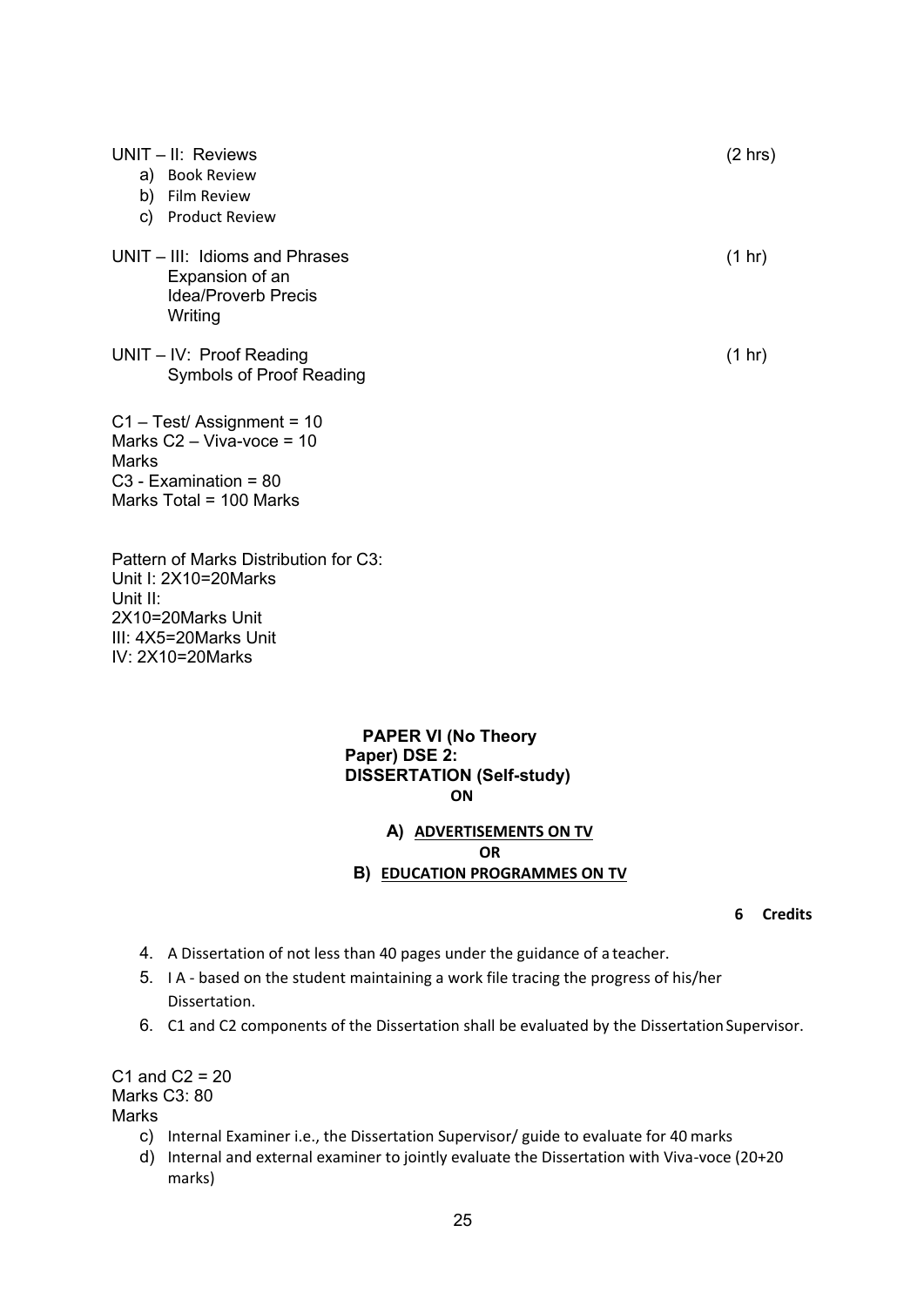UNIT – II: Reviews (2 hrs)

a) Book Review
b) Film Review
c) Product Review

UNIT – III: Idioms and Phrases (1 hr)
Expansion of an Idea/Proverb Precis Writing

UNIT – IV: Proof Reading (1 hr)
Symbols of Proof Reading

C1 – Test/ Assignment = 10 Marks C2 – Viva-voce = 10 Marks
C3 - Examination = 80 Marks Total = 100 Marks

Pattern of Marks Distribution for C3:
Unit I: 2X10=20Marks
Unit II: 2X10=20Marks Unit III: 4X5=20Marks Unit IV: 2X10=20Marks

**PAPER VI (No Theory Paper) DSE 2:**
**DISSERTATION (Self-study)**
**ON**

**A) ADVERTISEMENTS ON TV**
**OR**
**B) EDUCATION PROGRAMMES ON TV**

**6 Credits**

4. A Dissertation of not less than 40 pages under the guidance of a teacher.
5. I A - based on the student maintaining a work file tracing the progress of his/her Dissertation.
6. C1 and C2 components of the Dissertation shall be evaluated by the Dissertation Supervisor.

C1 and C2 = 20 Marks C3: 80 Marks

c) Internal Examiner i.e., the Dissertation Supervisor/ guide to evaluate for 40 marks
d) Internal and external examiner to jointly evaluate the Dissertation with Viva-voce (20+20 marks)